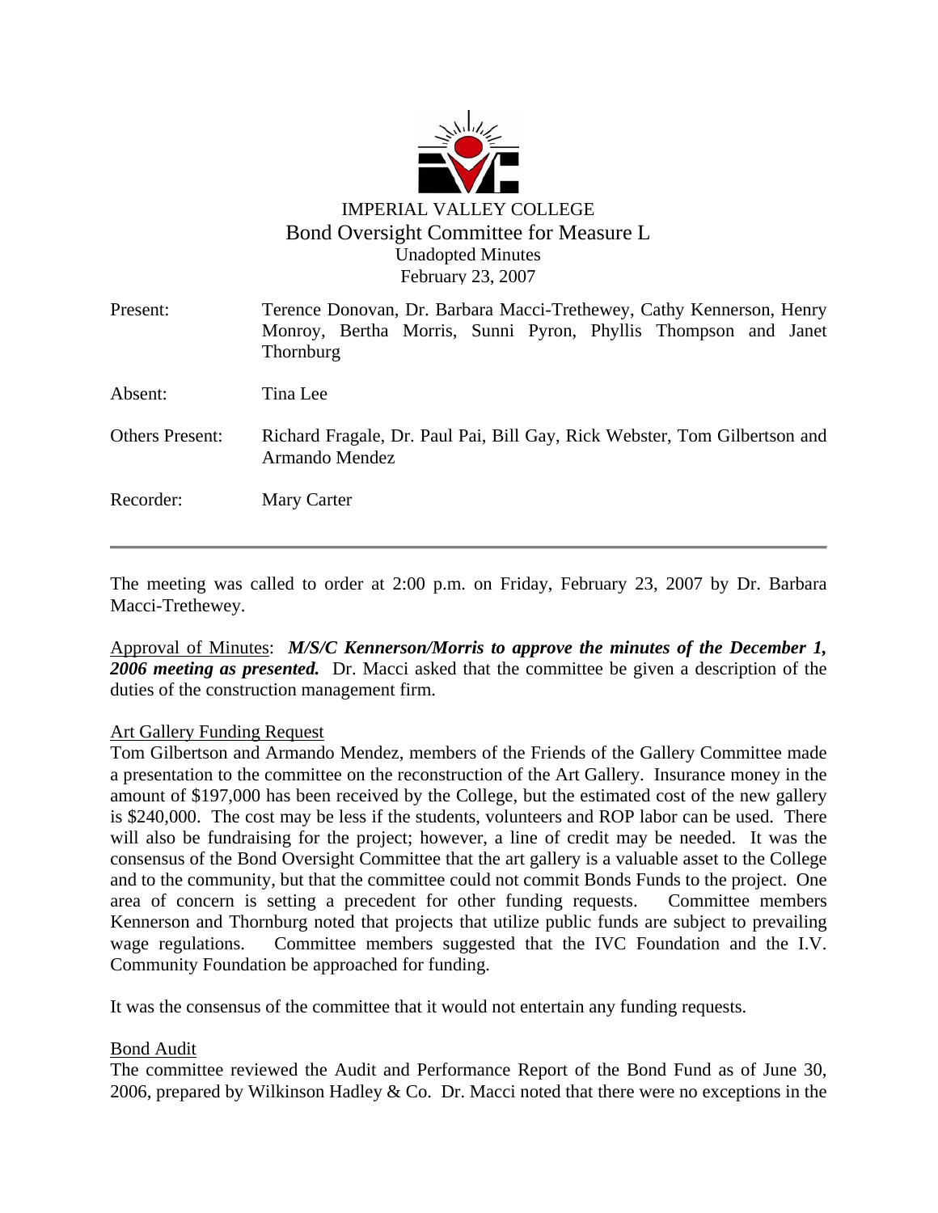# IMPERIAL VALLEY COLLEGE

## Bond Oversight Committee for Measure L

Unadopted Minutes
February 23, 2007

| | |
|---|---|
| Present: | Terence Donovan, Dr. Barbara Macci-Trethewey, Cathy Kennerson, Henry Monroy, Bertha Morris, Sunni Pyron, Phyllis Thompson and Janet Thornburg |
| Absent: | Tina Lee |
| Others Present: | Richard Fragale, Dr. Paul Pai, Bill Gay, Rick Webster, Tom Gilbertson and Armando Mendez |
| Recorder: | Mary Carter |

---

The meeting was called to order at 2:00 p.m. on Friday, February 23, 2007 by Dr. Barbara Macci-Trethewey.

Approval of Minutes: ***M/S/C Kennerson/Morris to approve the minutes of the December 1, 2006 meeting as presented.*** Dr. Macci asked that the committee be given a description of the duties of the construction management firm.

Art Gallery Funding Request

Tom Gilbertson and Armando Mendez, members of the Friends of the Gallery Committee made a presentation to the committee on the reconstruction of the Art Gallery. Insurance money in the amount of $197,000 has been received by the College, but the estimated cost of the new gallery is $240,000. The cost may be less if the students, volunteers and ROP labor can be used. There will also be fundraising for the project; however, a line of credit may be needed. It was the consensus of the Bond Oversight Committee that the art gallery is a valuable asset to the College and to the community, but that the committee could not commit Bonds Funds to the project. One area of concern is setting a precedent for other funding requests. Committee members Kennerson and Thornburg noted that projects that utilize public funds are subject to prevailing wage regulations. Committee members suggested that the IVC Foundation and the I.V. Community Foundation be approached for funding.

It was the consensus of the committee that it would not entertain any funding requests.

Bond Audit

The committee reviewed the Audit and Performance Report of the Bond Fund as of June 30, 2006, prepared by Wilkinson Hadley & Co. Dr. Macci noted that there were no exceptions in the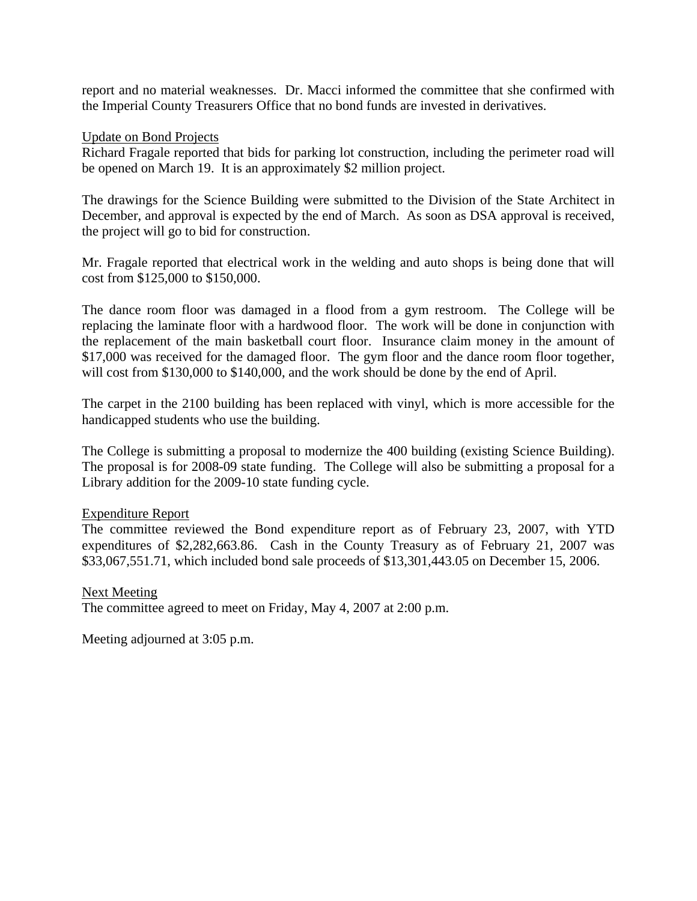report and no material weaknesses. Dr. Macci informed the committee that she confirmed with the Imperial County Treasurers Office that no bond funds are invested in derivatives.

<u>Update on Bond Projects</u>
Richard Fragale reported that bids for parking lot construction, including the perimeter road will be opened on March 19. It is an approximately $2 million project.

The drawings for the Science Building were submitted to the Division of the State Architect in December, and approval is expected by the end of March. As soon as DSA approval is received, the project will go to bid for construction.

Mr. Fragale reported that electrical work in the welding and auto shops is being done that will cost from $125,000 to $150,000.

The dance room floor was damaged in a flood from a gym restroom. The College will be replacing the laminate floor with a hardwood floor. The work will be done in conjunction with the replacement of the main basketball court floor. Insurance claim money in the amount of $17,000 was received for the damaged floor. The gym floor and the dance room floor together, will cost from $130,000 to $140,000, and the work should be done by the end of April.

The carpet in the 2100 building has been replaced with vinyl, which is more accessible for the handicapped students who use the building.

The College is submitting a proposal to modernize the 400 building (existing Science Building). The proposal is for 2008-09 state funding. The College will also be submitting a proposal for a Library addition for the 2009-10 state funding cycle.

<u>Expenditure Report</u>
The committee reviewed the Bond expenditure report as of February 23, 2007, with YTD expenditures of $2,282,663.86. Cash in the County Treasury as of February 21, 2007 was $33,067,551.71, which included bond sale proceeds of $13,301,443.05 on December 15, 2006.

<u>Next Meeting</u>
The committee agreed to meet on Friday, May 4, 2007 at 2:00 p.m.

Meeting adjourned at 3:05 p.m.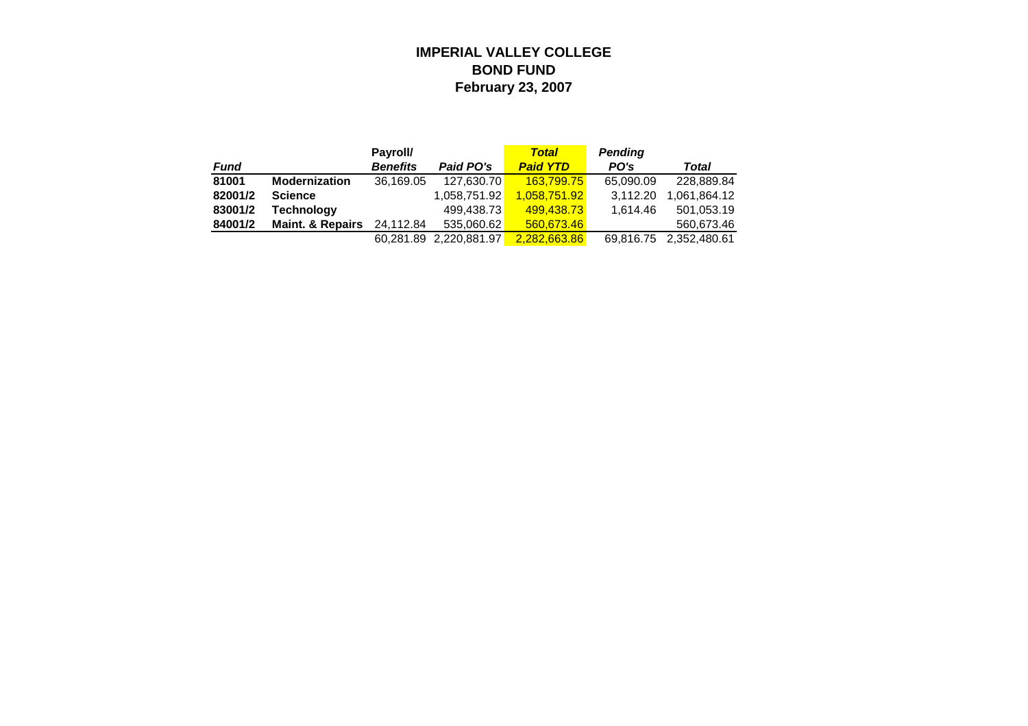# IMPERIAL VALLEY COLLEGE
## BOND FUND
### February 23, 2007

| *Fund* | | **Payroll/** *Benefits* | *Paid PO's* | *Total Paid YTD* | *Pending PO's* | *Total* |
|---|---|---|---|---|---|---|
| **81001** | **Modernization** | 36,169.05 | 127,630.70 | 163,799.75 | 65,090.09 | 228,889.84 |
| **82001/2** | **Science** | | 1,058,751.92 | 1,058,751.92 | 3,112.20 | 1,061,864.12 |
| **83001/2** | **Technology** | | 499,438.73 | 499,438.73 | 1,614.46 | 501,053.19 |
| **84001/2** | **Maint. & Repairs** | 24,112.84 | 535,060.62 | 560,673.46 | | 560,673.46 |
| | | 60,281.89 | 2,220,881.97 | 2,282,663.86 | 69,816.75 | 2,352,480.61 |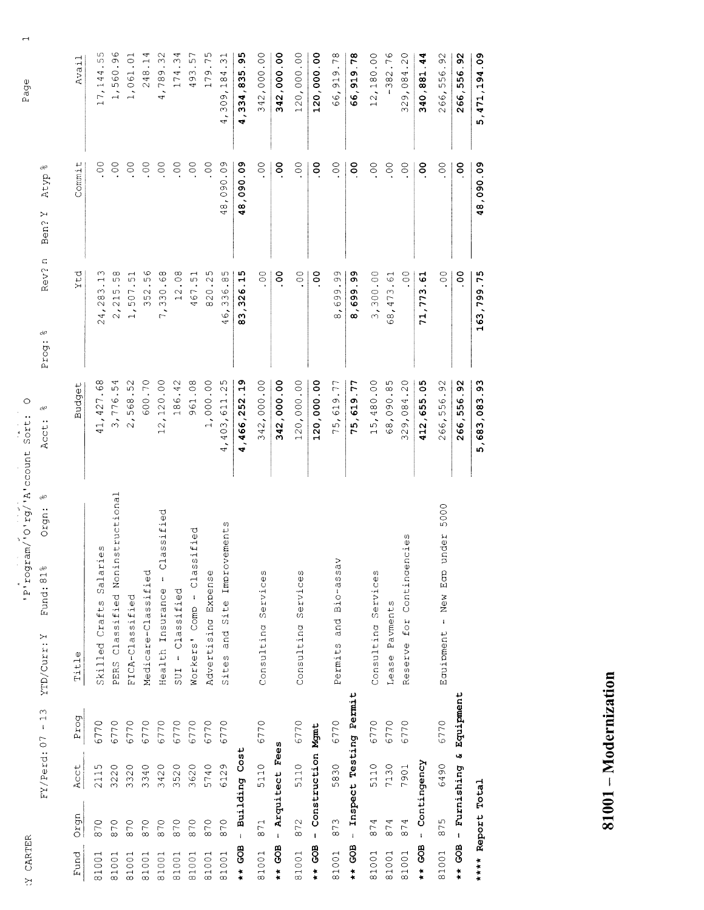Y CARTER

FY/Perd: 07 - 13 YTD/Curr: Y Fund: 81% Orgn: % 'P'rogram/'O'rg/'A'ccount Sort: O Acct: % Prog: % Rev? n Ben? Y Atyp %

| Fund | Orgn | Acct | Prog | Title | Budget | Ytd | Commit | Avail |
|---|---|---|---|---|---|---|---|---|
| 81001 | 870 | 2115 | 6770 | Skilled Crafts Salaries | 41,427.68 | 24,283.13 | .00 | 17,144.55 |
| 81001 | 870 | 3220 | 6770 | PERS Classified Noninstructional | 3,776.54 | 2,215.58 | .00 | 1,560.96 |
| 81001 | 870 | 3320 | 6770 | FICA-Classified | 2,568.52 | 1,507.51 | .00 | 1,061.01 |
| 81001 | 870 | 3340 | 6770 | Medicare-Classified | 600.70 | 352.56 | .00 | 248.14 |
| 81001 | 870 | 3420 | 6770 | Health Insurance - Classified | 12,120.00 | 7,330.68 | .00 | 4,789.32 |
| 81001 | 870 | 3520 | 6770 | SUI - Classified | 186.42 | 12.08 | .00 | 174.34 |
| 81001 | 870 | 3620 | 6770 | Workers' Comp - Classified | 961.08 | 467.51 | .00 | 493.57 |
| 81001 | 870 | 5740 | 6770 | Advertising Expense | 1,000.00 | 820.25 | .00 | 179.75 |
| 81001 | 870 | 6129 | 6770 | Sites and Site Improvements | 4,403,611.25 | 46,336.85 | 48,090.09 | 4,309,184.31 |
| **\*\* GOB - Building Cost** | | | | | **4,466,252.19** | **83,326.15** | **48,090.09** | **4,334,835.95** |
| 81001 | 871 | 5110 | 6770 | Consulting Services | 342,000.00 | .00 | .00 | 342,000.00 |
| **\*\* GOB - Arquitect Fees** | | | | | **342,000.00** | **.00** | **.00** | **342,000.00** |
| 81001 | 872 | 5110 | 6770 | Consulting Services | 120,000.00 | .00 | .00 | 120,000.00 |
| **\*\* GOB - Construction Mgmt** | | | | | **120,000.00** | **.00** | **.00** | **120,000.00** |
| 81001 | 873 | 5830 | 6770 | Permits and Bio-assay | 75,619.77 | 8,699.99 | .00 | 66,919.78 |
| **\*\* GOB - Inspect Testing Permit** | | | | | **75,619.77** | **8,699.99** | **.00** | **66,919.78** |
| 81001 | 874 | 5110 | 6770 | Consulting Services | 15,480.00 | 3,300.00 | .00 | 12,180.00 |
| 81001 | 874 | 7130 | 6770 | Lease Payments | 68,090.85 | 68,473.61 | .00 | -382.76 |
| 81001 | 874 | 7901 | 6770 | Reserve for Contingencies | 329,084.20 | .00 | .00 | 329,084.20 |
| **\*\* GOB - Contingency** | | | | | **412,655.05** | **71,773.61** | **.00** | **340,881.44** |
| 81001 | 875 | 6490 | 6770 | Equipment - New Eqp under 5000 | 266,556.92 | .00 | .00 | 266,556.92 |
| **\*\* GOB - Furnishing & Equipment** | | | | | **266,556.92** | **.00** | **.00** | **266,556.92** |
| **\*\*\*\* Report Total** | | | | | **5,683,083.93** | **163,799.75** | **48,090.09** | **5,471,194.09** |

# 81001 – Modernization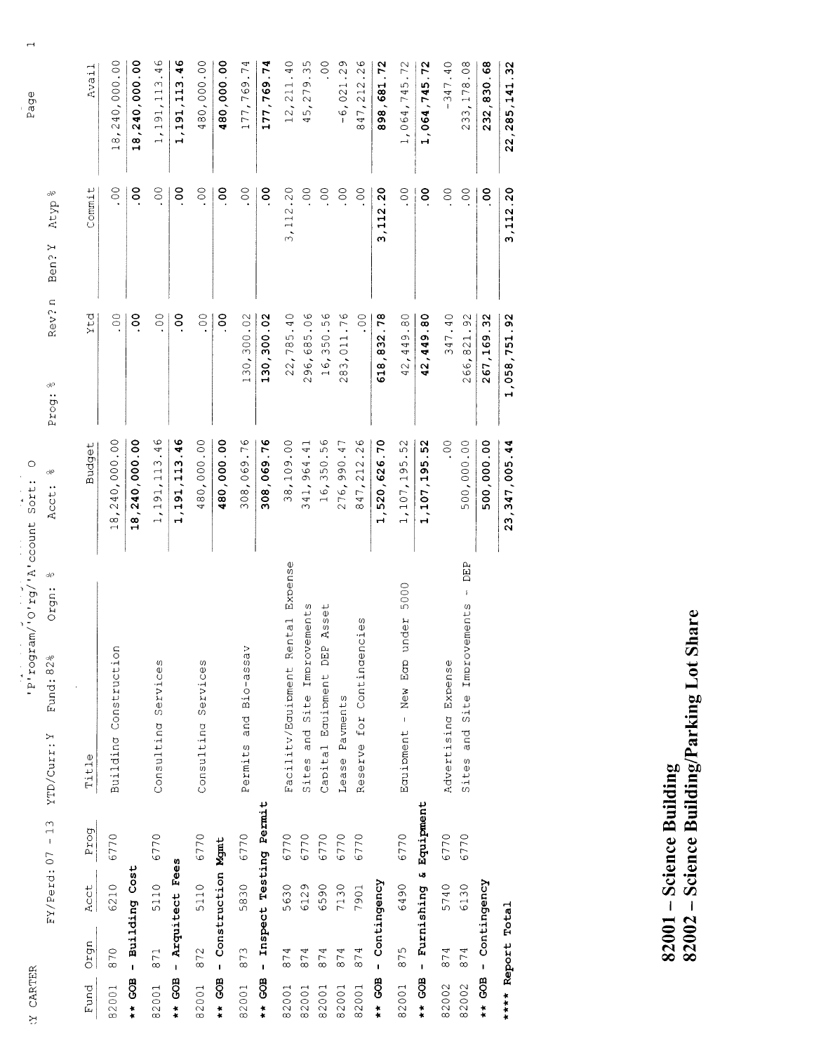Y CARTER

FY/Perd: 07 - 13   YTD/Curr: Y   Fund: 82%   Orgn: %   Acct: %   Prog: %   Rev? n   Ben? Y   Atyp %

'P'rogram/'O'rg/'A'ccount Sort: O

| Fund | Orgn | Acct | Prog | Title | Budget | Ytd | Commit | Avail |
|---|---|---|---|---|---|---|---|---|
| 82001 | 870 | 6210 | 6770 | Building Construction | 18,240,000.00 | .00 | .00 | 18,240,000.00 |
| **** GOB - Building Cost** | | | | | **18,240,000.00** | **.00** | **.00** | **18,240,000.00** |
| 82001 | 871 | 5110 | 6770 | Consulting Services | 1,191,113.46 | .00 | .00 | 1,191,113.46 |
| **** GOB - Arquitect Fees** | | | | | **1,191,113.46** | **.00** | **.00** | **1,191,113.46** |
| 82001 | 872 | 5110 | 6770 | Consulting Services | 480,000.00 | .00 | .00 | 480,000.00 |
| **** GOB - Construction Mgmt** | | | | | **480,000.00** | **.00** | **.00** | **480,000.00** |
| 82001 | 873 | 5830 | 6770 | Permits and Bio-assay | 308,069.76 | 130,300.02 | .00 | 177,769.74 |
| **** GOB - Inspect Testing Permit** | | | | | **308,069.76** | **130,300.02** | **.00** | **177,769.74** |
| 82001 | 874 | 5630 | 6770 | Facility/Equipment Rental Expense | 38,109.00 | 22,785.40 | 3,112.20 | 12,211.40 |
| 82001 | 874 | 6129 | 6770 | Sites and Site Improvements | 341,964.41 | 296,685.06 | .00 | 45,279.35 |
| 82001 | 874 | 6590 | 6770 | Capital Equipment DEP Asset | 16,350.56 | 16,350.56 | .00 | .00 |
| 82001 | 874 | 7130 | 6770 | Lease Payments | 276,990.47 | 283,011.76 | .00 | -6,021.29 |
| 82001 | 874 | 7901 | 6770 | Reserve for Contingencies | 847,212.26 | .00 | .00 | 847,212.26 |
| **** GOB - Contingency** | | | | | **1,520,626.70** | **618,832.78** | **3,112.20** | **898,681.72** |
| 82001 | 875 | 6490 | 6770 | Equipment - New Eqp under 5000 | 1,107,195.52 | 42,449.80 | .00 | 1,064,745.72 |
| **** GOB - Furnishing & Equipment** | | | | | **1,107,195.52** | **42,449.80** | **.00** | **1,064,745.72** |
| 82002 | 874 | 5740 | 6770 | Advertising Expense | .00 | 347.40 | .00 | -347.40 |
| 82002 | 874 | 6130 | 6770 | Sites and Site Improvements - DEP | 500,000.00 | 266,821.92 | .00 | 233,178.08 |
| **** GOB - Contingency** | | | | | **500,000.00** | **267,169.32** | **.00** | **232,830.68** |
| ****** Report Total** | | | | | **23,347,005.44** | **1,058,751.92** | **3,112.20** | **22,285,141.32** |

**82001 – Science Building**
**82002 – Science Building/Parking Lot Share**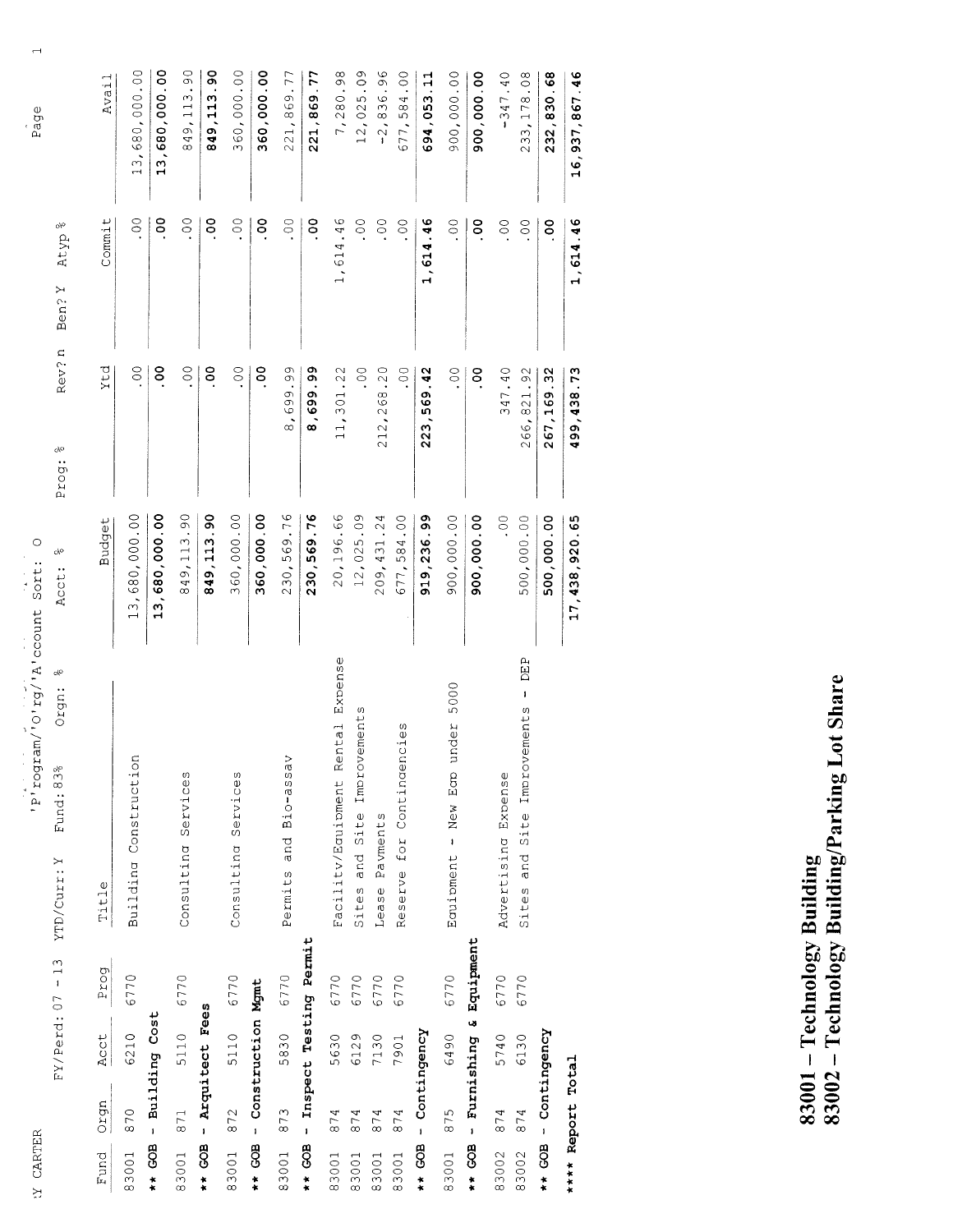Y CARTER

FY/Perd: 07 - 13 YTD/Curr: Y Fund: 83% Orgn: % Acct: % Prog: % Rev? n Ben? Y Atyp %

'P'rogram/'O'rg/'A'ccount Sort: O

| Fund | Orgn | Acct | Prog | Title | Budget | Ytd | Commit | Avail |
|---|---|---|---|---|---|---|---|---|
| 83001 | 870 | 6210 | 6770 | Building Construction | 13,680,000.00 | .00 | .00 | 13,680,000.00 |
| **\*\* GOB - Building Cost** | | | | | **13,680,000.00** | **.00** | **.00** | **13,680,000.00** |
| 83001 | 871 | 5110 | 6770 | Consulting Services | 849,113.90 | .00 | .00 | 849,113.90 |
| **\*\* GOB - Arquitect Fees** | | | | | **849,113.90** | **.00** | **.00** | **849,113.90** |
| 83001 | 872 | 5110 | 6770 | Consulting Services | 360,000.00 | .00 | .00 | 360,000.00 |
| **\*\* GOB - Construction Mgmt** | | | | | **360,000.00** | **.00** | **.00** | **360,000.00** |
| 83001 | 873 | 5830 | 6770 | Permits and Bio-assay | 230,569.76 | 8,699.99 | .00 | 221,869.77 |
| **\*\* GOB - Inspect Testing Permit** | | | | | **230,569.76** | **8,699.99** | **.00** | **221,869.77** |
| 83001 | 874 | 5630 | 6770 | Facility/Equipment Rental Expense | 20,196.66 | 11,301.22 | 1,614.46 | 7,280.98 |
| 83001 | 874 | 6129 | 6770 | Sites and Site Improvements | 12,025.09 | .00 | .00 | 12,025.09 |
| 83001 | 874 | 7130 | 6770 | Lease Payments | 209,431.24 | 212,268.20 | .00 | -2,836.96 |
| 83001 | 874 | 7901 | 6770 | Reserve for Contingencies | 677,584.00 | .00 | .00 | 677,584.00 |
| **\*\* GOB - Contingency** | | | | | **919,236.99** | **223,569.42** | **1,614.46** | **694,053.11** |
| 83001 | 875 | 6490 | 6770 | Equipment - New Eqp under 5000 | 900,000.00 | .00 | .00 | 900,000.00 |
| **\*\* GOB - Furnishing & Equipment** | | | | | **900,000.00** | **.00** | **.00** | **900,000.00** |
| 83002 | 874 | 5740 | 6770 | Advertising Expense | .00 | 347.40 | .00 | -347.40 |
| 83002 | 874 | 6130 | 6770 | Sites and Site Improvements - DEP | 500,000.00 | 266,821.92 | .00 | 233,178.08 |
| **\*\* GOB - Contingency** | | | | | **500,000.00** | **267,169.32** | **.00** | **232,830.68** |
| **\*\*\*\* Report Total** | | | | | **17,438,920.65** | **499,438.73** | **1,614.46** | **16,937,867.46** |

**83001 – Technology Building**
**83002 – Technology Building/Parking Lot Share**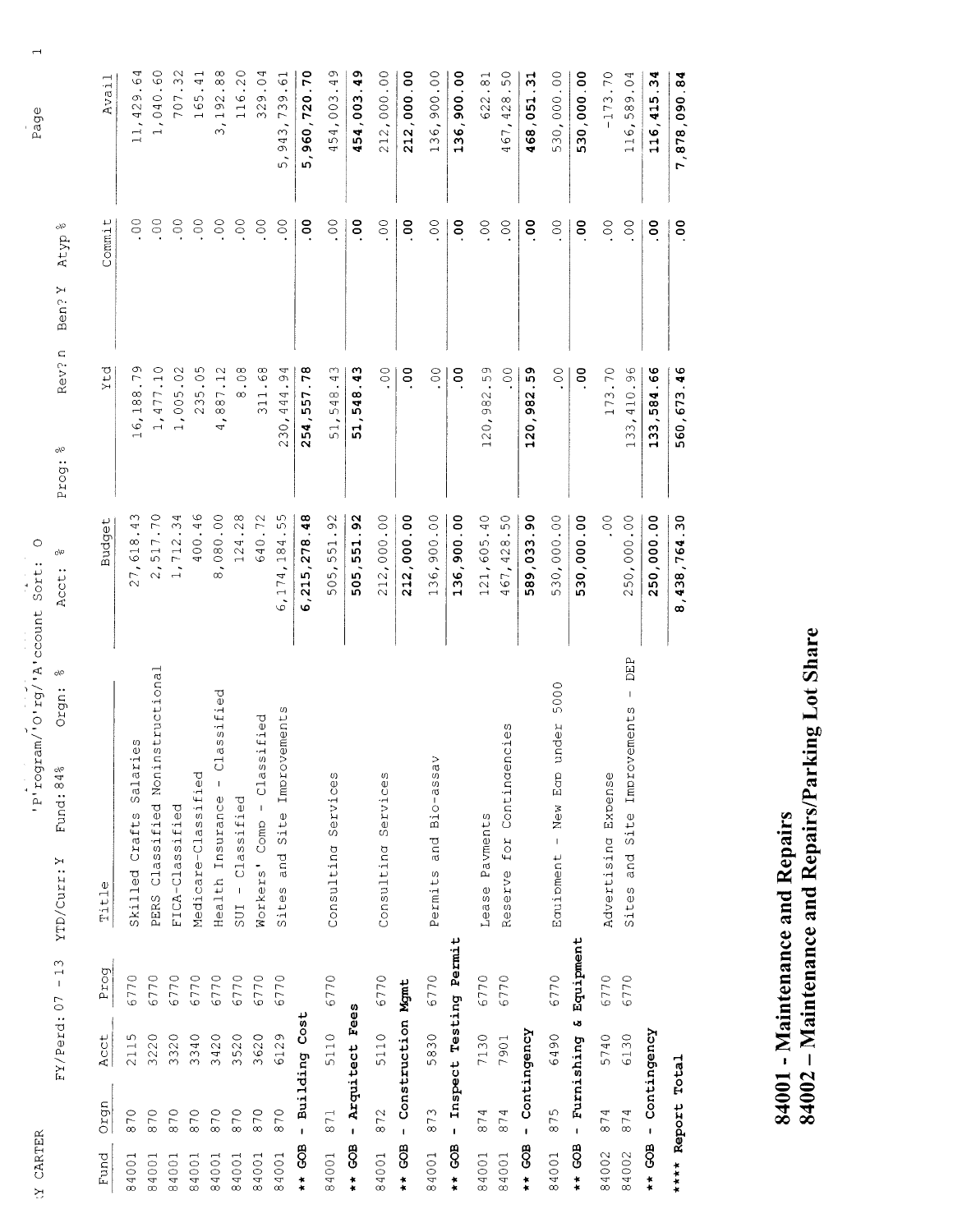Y CARTER

'P'rogram/'O'rg/'A'ccount Sort: O

FY/Perd: 07 - 13 YTD/Curr:Y Fund:84% Orgn: % Acct: % Prog: % Rev?n Ben?Y Atyp%

| Fund | Orgn | Acct | Prog | Title | Budget | Ytd | Commit | Avail |
|---|---|---|---|---|---|---|---|---|
| 84001 | 870 | 2115 | 6770 | Skilled Crafts Salaries | 27,618.43 | 16,188.79 | .00 | 11,429.64 |
| 84001 | 870 | 3220 | 6770 | PERS Classified Noninstructional | 2,517.70 | 1,477.10 | .00 | 1,040.60 |
| 84001 | 870 | 3320 | 6770 | FICA-Classified | 1,712.34 | 1,005.02 | .00 | 707.32 |
| 84001 | 870 | 3340 | 6770 | Medicare-Classified | 400.46 | 235.05 | .00 | 165.41 |
| 84001 | 870 | 3420 | 6770 | Health Insurance - Classified | 8,080.00 | 4,887.12 | .00 | 3,192.88 |
| 84001 | 870 | 3520 | 6770 | SUI - Classified | 124.28 | 8.08 | .00 | 116.20 |
| 84001 | 870 | 3620 | 6770 | Workers' Comp - Classified | 640.72 | 311.68 | .00 | 329.04 |
| 84001 | 870 | 6129 | 6770 | Sites and Site Improvements | 6,174,184.55 | 230,444.94 | .00 | 5,943,739.61 |
| **\*\* GOB - Building Cost** | | | | | **6,215,278.48** | **254,557.78** | **.00** | **5,960,720.70** |
| 84001 | 871 | 5110 | 6770 | Consulting Services | 505,551.92 | 51,548.43 | .00 | 454,003.49 |
| **\*\* GOB - Arquitect Fees** | | | | | **505,551.92** | **51,548.43** | **.00** | **454,003.49** |
| 84001 | 872 | 5110 | 6770 | Consulting Services | 212,000.00 | .00 | .00 | 212,000.00 |
| **\*\* GOB - Construction Mgmt** | | | | | **212,000.00** | **.00** | **.00** | **212,000.00** |
| 84001 | 873 | 5830 | 6770 | Permits and Bio-assay | 136,900.00 | .00 | .00 | 136,900.00 |
| **\*\* GOB - Inspect Testing Permit** | | | | | **136,900.00** | **.00** | **.00** | **136,900.00** |
| 84001 | 874 | 7130 | 6770 | Lease Payments | 121,605.40 | 120,982.59 | .00 | 622.81 |
| 84001 | 874 | 7901 | 6770 | Reserve for Contingencies | 467,428.50 | .00 | .00 | 467,428.50 |
| **\*\* GOB - Contingency** | | | | | **589,033.90** | **120,982.59** | **.00** | **468,051.31** |
| 84001 | 875 | 6490 | 6770 | Equipment - New Eqp under 5000 | 530,000.00 | .00 | .00 | 530,000.00 |
| **\*\* GOB - Furnishing & Equipment** | | | | | **530,000.00** | **.00** | **.00** | **530,000.00** |
| 84002 | 874 | 5740 | 6770 | Advertising Expense | .00 | 173.70 | .00 | -173.70 |
| 84002 | 874 | 6130 | 6770 | Sites and Site Improvements - DEP | 250,000.00 | 133,410.96 | .00 | 116,589.04 |
| **\*\* GOB - Contingency** | | | | | **250,000.00** | **133,584.66** | **.00** | **116,415.34** |
| **\*\*\*\* Report Total** | | | | | **8,438,764.30** | **560,673.46** | **.00** | **7,878,090.84** |

**84001 - Maintenance and Repairs**
**84002 – Maintenance and Repairs/Parking Lot Share**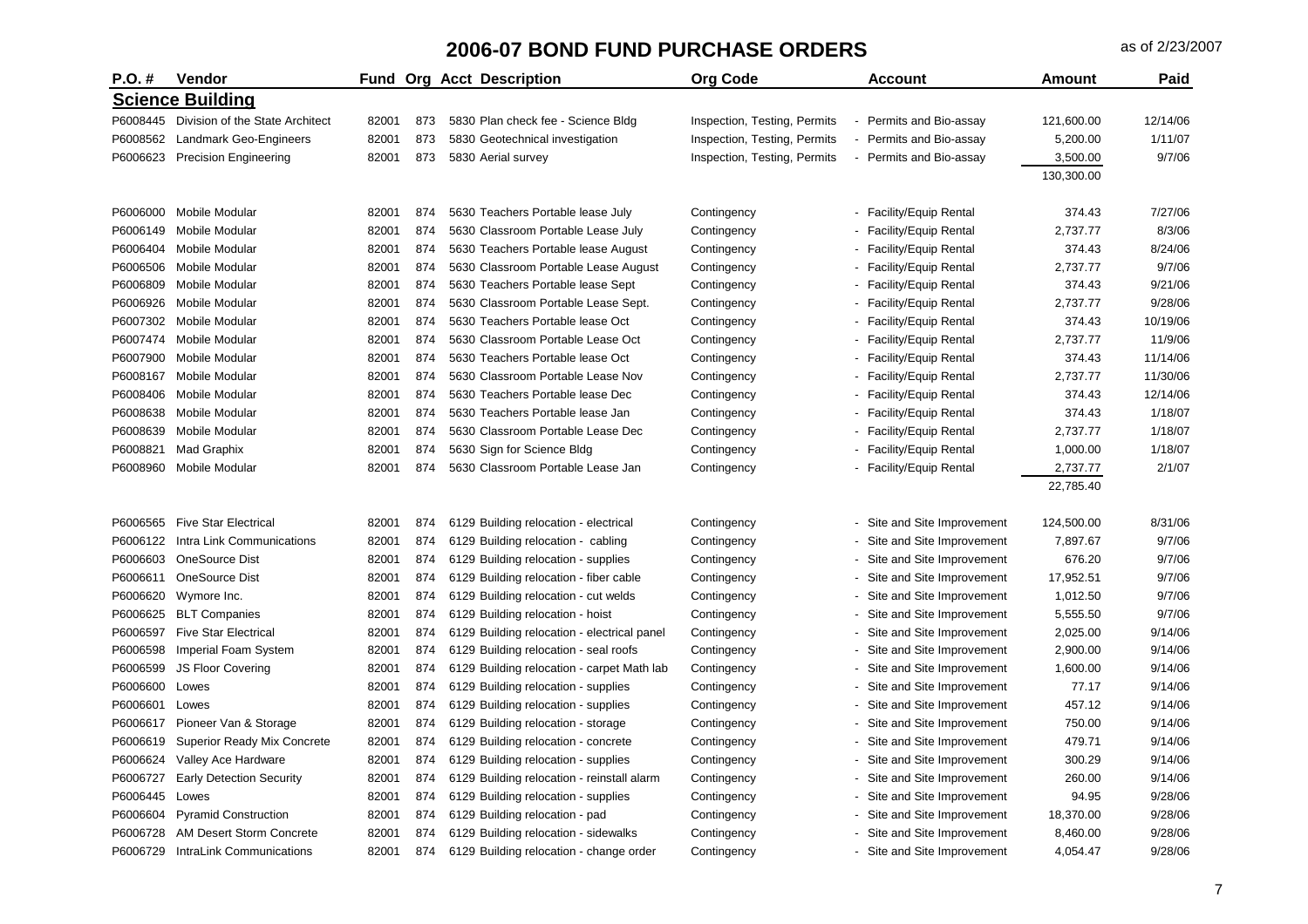# 2006-07 BOND FUND PURCHASE ORDERS

as of 2/23/2007

| P.O. # | Vendor | Fund | Org | Acct | Description | Org Code | Account | Amount | Paid |
|---|---|---|---|---|---|---|---|---|---|
| **Science Building** | | | | | | | | | |
| P6008445 | Division of the State Architect | 82001 | 873 | 5830 | Plan check fee - Science Bldg | Inspection, Testing, Permits | - Permits and Bio-assay | 121,600.00 | 12/14/06 |
| P6008562 | Landmark Geo-Engineers | 82001 | 873 | 5830 | Geotechnical investigation | Inspection, Testing, Permits | - Permits and Bio-assay | 5,200.00 | 1/11/07 |
| P6006623 | Precision Engineering | 82001 | 873 | 5830 | Aerial survey | Inspection, Testing, Permits | - Permits and Bio-assay | 3,500.00 | 9/7/06 |
| | | | | | | | | 130,300.00 | |
| P6006000 | Mobile Modular | 82001 | 874 | 5630 | Teachers Portable lease July | Contingency | - Facility/Equip Rental | 374.43 | 7/27/06 |
| P6006149 | Mobile Modular | 82001 | 874 | 5630 | Classroom Portable Lease July | Contingency | - Facility/Equip Rental | 2,737.77 | 8/3/06 |
| P6006404 | Mobile Modular | 82001 | 874 | 5630 | Teachers Portable lease August | Contingency | - Facility/Equip Rental | 374.43 | 8/24/06 |
| P6006506 | Mobile Modular | 82001 | 874 | 5630 | Classroom Portable Lease August | Contingency | - Facility/Equip Rental | 2,737.77 | 9/7/06 |
| P6006809 | Mobile Modular | 82001 | 874 | 5630 | Teachers Portable lease Sept | Contingency | - Facility/Equip Rental | 374.43 | 9/21/06 |
| P6006926 | Mobile Modular | 82001 | 874 | 5630 | Classroom Portable Lease Sept. | Contingency | - Facility/Equip Rental | 2,737.77 | 9/28/06 |
| P6007302 | Mobile Modular | 82001 | 874 | 5630 | Teachers Portable lease Oct | Contingency | - Facility/Equip Rental | 374.43 | 10/19/06 |
| P6007474 | Mobile Modular | 82001 | 874 | 5630 | Classroom Portable Lease Oct | Contingency | - Facility/Equip Rental | 2,737.77 | 11/9/06 |
| P6007900 | Mobile Modular | 82001 | 874 | 5630 | Teachers Portable lease Oct | Contingency | - Facility/Equip Rental | 374.43 | 11/14/06 |
| P6008167 | Mobile Modular | 82001 | 874 | 5630 | Classroom Portable Lease Nov | Contingency | - Facility/Equip Rental | 2,737.77 | 11/30/06 |
| P6008406 | Mobile Modular | 82001 | 874 | 5630 | Teachers Portable lease Dec | Contingency | - Facility/Equip Rental | 374.43 | 12/14/06 |
| P6008638 | Mobile Modular | 82001 | 874 | 5630 | Teachers Portable lease Jan | Contingency | - Facility/Equip Rental | 374.43 | 1/18/07 |
| P6008639 | Mobile Modular | 82001 | 874 | 5630 | Classroom Portable Lease Dec | Contingency | - Facility/Equip Rental | 2,737.77 | 1/18/07 |
| P6008821 | Mad Graphix | 82001 | 874 | 5630 | Sign for Science Bldg | Contingency | - Facility/Equip Rental | 1,000.00 | 1/18/07 |
| P6008960 | Mobile Modular | 82001 | 874 | 5630 | Classroom Portable Lease Jan | Contingency | - Facility/Equip Rental | 2,737.77 | 2/1/07 |
| | | | | | | | | 22,785.40 | |
| P6006565 | Five Star Electrical | 82001 | 874 | 6129 | Building relocation - electrical | Contingency | - Site and Site Improvement | 124,500.00 | 8/31/06 |
| P6006122 | Intra Link Communications | 82001 | 874 | 6129 | Building relocation - cabling | Contingency | - Site and Site Improvement | 7,897.67 | 9/7/06 |
| P6006603 | OneSource Dist | 82001 | 874 | 6129 | Building relocation - supplies | Contingency | - Site and Site Improvement | 676.20 | 9/7/06 |
| P6006611 | OneSource Dist | 82001 | 874 | 6129 | Building relocation - fiber cable | Contingency | - Site and Site Improvement | 17,952.51 | 9/7/06 |
| P6006620 | Wymore Inc. | 82001 | 874 | 6129 | Building relocation - cut welds | Contingency | - Site and Site Improvement | 1,012.50 | 9/7/06 |
| P6006625 | BLT Companies | 82001 | 874 | 6129 | Building relocation - hoist | Contingency | - Site and Site Improvement | 5,555.50 | 9/7/06 |
| P6006597 | Five Star Electrical | 82001 | 874 | 6129 | Building relocation - electrical panel | Contingency | - Site and Site Improvement | 2,025.00 | 9/14/06 |
| P6006598 | Imperial Foam System | 82001 | 874 | 6129 | Building relocation - seal roofs | Contingency | - Site and Site Improvement | 2,900.00 | 9/14/06 |
| P6006599 | JS Floor Covering | 82001 | 874 | 6129 | Building relocation - carpet Math lab | Contingency | - Site and Site Improvement | 1,600.00 | 9/14/06 |
| P6006600 | Lowes | 82001 | 874 | 6129 | Building relocation - supplies | Contingency | - Site and Site Improvement | 77.17 | 9/14/06 |
| P6006601 | Lowes | 82001 | 874 | 6129 | Building relocation - supplies | Contingency | - Site and Site Improvement | 457.12 | 9/14/06 |
| P6006617 | Pioneer Van & Storage | 82001 | 874 | 6129 | Building relocation - storage | Contingency | - Site and Site Improvement | 750.00 | 9/14/06 |
| P6006619 | Superior Ready Mix Concrete | 82001 | 874 | 6129 | Building relocation - concrete | Contingency | - Site and Site Improvement | 479.71 | 9/14/06 |
| P6006624 | Valley Ace Hardware | 82001 | 874 | 6129 | Building relocation - supplies | Contingency | - Site and Site Improvement | 300.29 | 9/14/06 |
| P6006727 | Early Detection Security | 82001 | 874 | 6129 | Building relocation - reinstall alarm | Contingency | - Site and Site Improvement | 260.00 | 9/14/06 |
| P6006445 | Lowes | 82001 | 874 | 6129 | Building relocation - supplies | Contingency | - Site and Site Improvement | 94.95 | 9/28/06 |
| P6006604 | Pyramid Construction | 82001 | 874 | 6129 | Building relocation - pad | Contingency | - Site and Site Improvement | 18,370.00 | 9/28/06 |
| P6006728 | AM Desert Storm Concrete | 82001 | 874 | 6129 | Building relocation - sidewalks | Contingency | - Site and Site Improvement | 8,460.00 | 9/28/06 |
| P6006729 | IntraLink Communications | 82001 | 874 | 6129 | Building relocation - change order | Contingency | - Site and Site Improvement | 4,054.47 | 9/28/06 |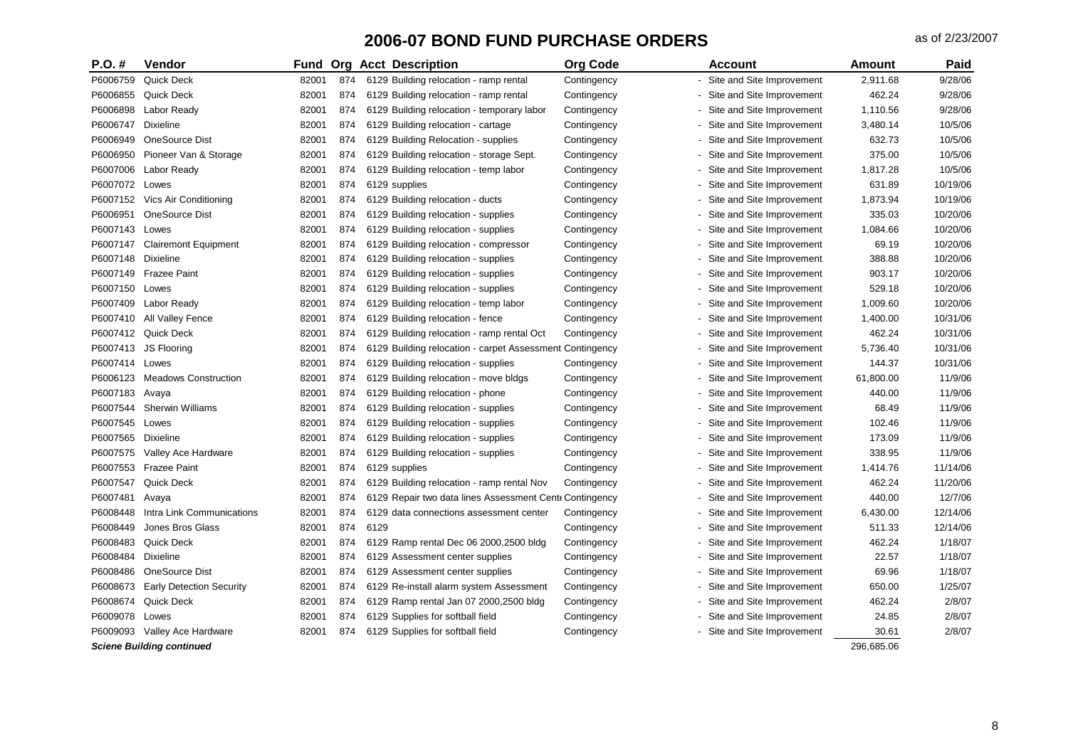# 2006-07 BOND FUND PURCHASE ORDERS

as of 2/23/2007

| P.O. # | Vendor | Fund | Org | Acct | Description | Org Code | | Account | Amount | Paid |
|---|---|---|---|---|---|---|---|---|---|---|
| P6006759 | Quick Deck | 82001 | 874 | 6129 | Building relocation - ramp rental | Contingency | - | Site and Site Improvement | 2,911.68 | 9/28/06 |
| P6006855 | Quick Deck | 82001 | 874 | 6129 | Building relocation - ramp rental | Contingency | - | Site and Site Improvement | 462.24 | 9/28/06 |
| P6006898 | Labor Ready | 82001 | 874 | 6129 | Building relocation - temporary labor | Contingency | - | Site and Site Improvement | 1,110.56 | 9/28/06 |
| P6006747 | Dixieline | 82001 | 874 | 6129 | Building relocation - cartage | Contingency | - | Site and Site Improvement | 3,480.14 | 10/5/06 |
| P6006949 | OneSource Dist | 82001 | 874 | 6129 | Building Relocation - supplies | Contingency | - | Site and Site Improvement | 632.73 | 10/5/06 |
| P6006950 | Pioneer Van & Storage | 82001 | 874 | 6129 | Building relocation - storage Sept. | Contingency | - | Site and Site Improvement | 375.00 | 10/5/06 |
| P6007006 | Labor Ready | 82001 | 874 | 6129 | Building relocation - temp labor | Contingency | - | Site and Site Improvement | 1,817.28 | 10/5/06 |
| P6007072 | Lowes | 82001 | 874 | 6129 | supplies | Contingency | - | Site and Site Improvement | 631.89 | 10/19/06 |
| P6007152 | Vics Air Conditioning | 82001 | 874 | 6129 | Building relocation - ducts | Contingency | - | Site and Site Improvement | 1,873.94 | 10/19/06 |
| P6006951 | OneSource Dist | 82001 | 874 | 6129 | Building relocation - supplies | Contingency | - | Site and Site Improvement | 335.03 | 10/20/06 |
| P6007143 | Lowes | 82001 | 874 | 6129 | Building relocation - supplies | Contingency | - | Site and Site Improvement | 1,084.66 | 10/20/06 |
| P6007147 | Clairemont Equipment | 82001 | 874 | 6129 | Building relocation - compressor | Contingency | - | Site and Site Improvement | 69.19 | 10/20/06 |
| P6007148 | Dixieline | 82001 | 874 | 6129 | Building relocation - supplies | Contingency | - | Site and Site Improvement | 388.88 | 10/20/06 |
| P6007149 | Frazee Paint | 82001 | 874 | 6129 | Building relocation - supplies | Contingency | - | Site and Site Improvement | 903.17 | 10/20/06 |
| P6007150 | Lowes | 82001 | 874 | 6129 | Building relocation - supplies | Contingency | - | Site and Site Improvement | 529.18 | 10/20/06 |
| P6007409 | Labor Ready | 82001 | 874 | 6129 | Building relocation - temp labor | Contingency | - | Site and Site Improvement | 1,009.60 | 10/20/06 |
| P6007410 | All Valley Fence | 82001 | 874 | 6129 | Building relocation - fence | Contingency | - | Site and Site Improvement | 1,400.00 | 10/31/06 |
| P6007412 | Quick Deck | 82001 | 874 | 6129 | Building relocation - ramp rental Oct | Contingency | - | Site and Site Improvement | 462.24 | 10/31/06 |
| P6007413 | JS Flooring | 82001 | 874 | 6129 | Building relocation - carpet Assessment | Contingency | - | Site and Site Improvement | 5,736.40 | 10/31/06 |
| P6007414 | Lowes | 82001 | 874 | 6129 | Building relocation - supplies | Contingency | - | Site and Site Improvement | 144.37 | 10/31/06 |
| P6006123 | Meadows Construction | 82001 | 874 | 6129 | Building relocation - move bldgs | Contingency | - | Site and Site Improvement | 61,800.00 | 11/9/06 |
| P6007183 | Avaya | 82001 | 874 | 6129 | Building relocation - phone | Contingency | - | Site and Site Improvement | 440.00 | 11/9/06 |
| P6007544 | Sherwin Williams | 82001 | 874 | 6129 | Building relocation - supplies | Contingency | - | Site and Site Improvement | 68.49 | 11/9/06 |
| P6007545 | Lowes | 82001 | 874 | 6129 | Building relocation - supplies | Contingency | - | Site and Site Improvement | 102.46 | 11/9/06 |
| P6007565 | Dixieline | 82001 | 874 | 6129 | Building relocation - supplies | Contingency | - | Site and Site Improvement | 173.09 | 11/9/06 |
| P6007575 | Valley Ace Hardware | 82001 | 874 | 6129 | Building relocation - supplies | Contingency | - | Site and Site Improvement | 338.95 | 11/9/06 |
| P6007553 | Frazee Paint | 82001 | 874 | 6129 | supplies | Contingency | - | Site and Site Improvement | 1,414.76 | 11/14/06 |
| P6007547 | Quick Deck | 82001 | 874 | 6129 | Building relocation - ramp rental Nov | Contingency | - | Site and Site Improvement | 462.24 | 11/20/06 |
| P6007481 | Avaya | 82001 | 874 | 6129 | Repair two data lines Assessment Cent | Contingency | - | Site and Site Improvement | 440.00 | 12/7/06 |
| P6008448 | Intra Link Communications | 82001 | 874 | 6129 | data connections assessment center | Contingency | - | Site and Site Improvement | 6,430.00 | 12/14/06 |
| P6008449 | Jones Bros Glass | 82001 | 874 | 6129 | | Contingency | - | Site and Site Improvement | 511.33 | 12/14/06 |
| P6008483 | Quick Deck | 82001 | 874 | 6129 | Ramp rental Dec 06 2000,2500 bldg | Contingency | - | Site and Site Improvement | 462.24 | 1/18/07 |
| P6008484 | Dixieline | 82001 | 874 | 6129 | Assessment center supplies | Contingency | - | Site and Site Improvement | 22.57 | 1/18/07 |
| P6008486 | OneSource Dist | 82001 | 874 | 6129 | Assessment center supplies | Contingency | - | Site and Site Improvement | 69.96 | 1/18/07 |
| P6008673 | Early Detection Security | 82001 | 874 | 6129 | Re-install alarm system Assessment | Contingency | - | Site and Site Improvement | 650.00 | 1/25/07 |
| P6008674 | Quick Deck | 82001 | 874 | 6129 | Ramp rental Jan 07 2000,2500 bldg | Contingency | - | Site and Site Improvement | 462.24 | 2/8/07 |
| P6009078 | Lowes | 82001 | 874 | 6129 | Supplies for softball field | Contingency | - | Site and Site Improvement | 24.85 | 2/8/07 |
| P6009093 | Valley Ace Hardware | 82001 | 874 | 6129 | Supplies for softball field | Contingency | - | Site and Site Improvement | 30.61 | 2/8/07 |
| ***Sciene Building continued*** | | | | | | | | | 296,685.06 | |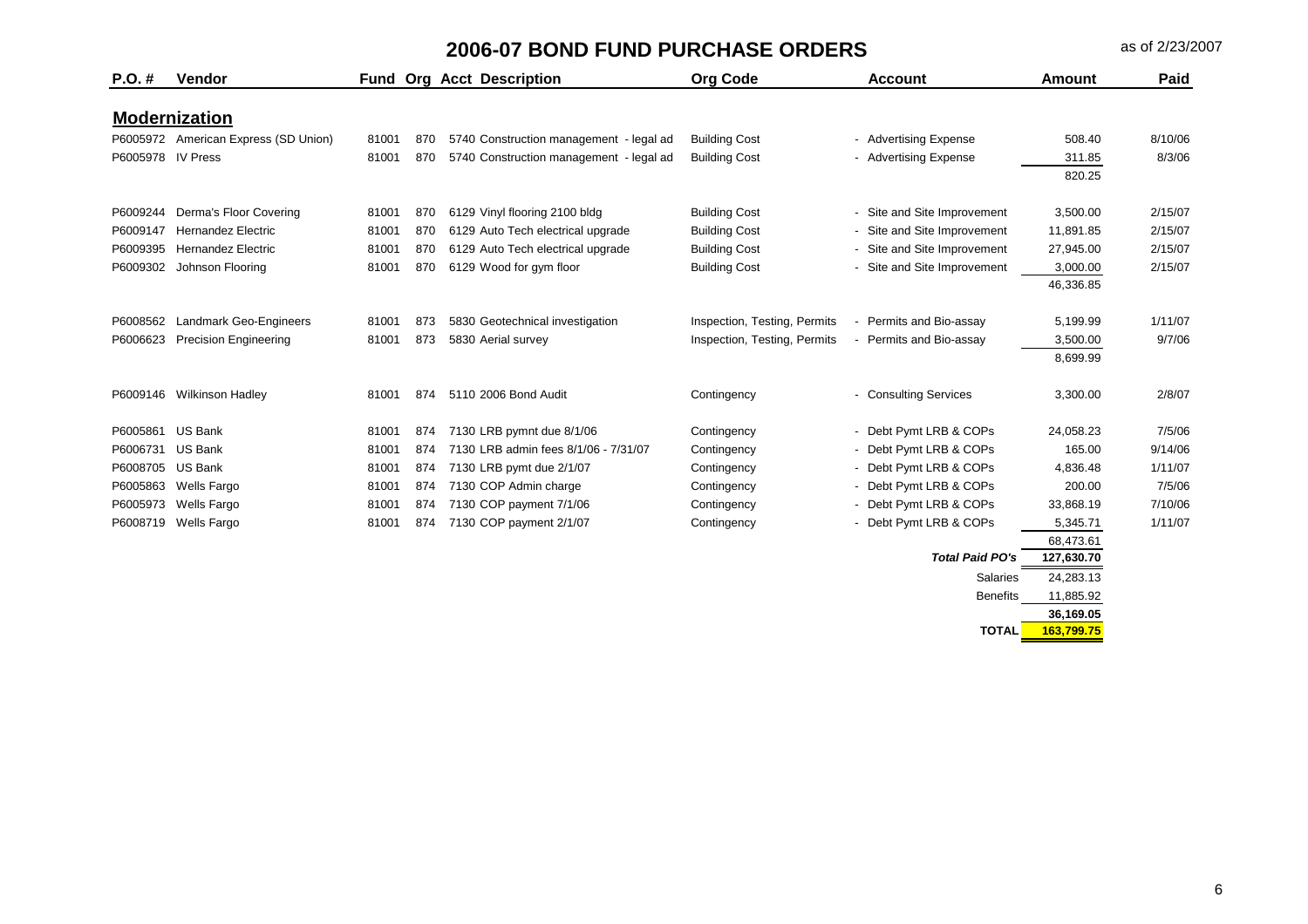# 2006-07 BOND FUND PURCHASE ORDERS

as of 2/23/2007

| P.O. # | Vendor | Fund | Org | Acct | Description | Org Code | Account | Amount | Paid |
|---|---|---|---|---|---|---|---|---|---|
| **Modernization** | | | | | | | | | |
| P6005972 | American Express (SD Union) | 81001 | 870 | 5740 | Construction management - legal ad | Building Cost | - Advertising Expense | 508.40 | 8/10/06 |
| P6005978 | IV Press | 81001 | 870 | 5740 | Construction management - legal ad | Building Cost | - Advertising Expense | 311.85 | 8/3/06 |
| | | | | | | | | 820.25 | |
| P6009244 | Derma's Floor Covering | 81001 | 870 | 6129 | Vinyl flooring 2100 bldg | Building Cost | - Site and Site Improvement | 3,500.00 | 2/15/07 |
| P6009147 | Hernandez Electric | 81001 | 870 | 6129 | Auto Tech electrical upgrade | Building Cost | - Site and Site Improvement | 11,891.85 | 2/15/07 |
| P6009395 | Hernandez Electric | 81001 | 870 | 6129 | Auto Tech electrical upgrade | Building Cost | - Site and Site Improvement | 27,945.00 | 2/15/07 |
| P6009302 | Johnson Flooring | 81001 | 870 | 6129 | Wood for gym floor | Building Cost | - Site and Site Improvement | 3,000.00 | 2/15/07 |
| | | | | | | | | 46,336.85 | |
| P6008562 | Landmark Geo-Engineers | 81001 | 873 | 5830 | Geotechnical investigation | Inspection, Testing, Permits | - Permits and Bio-assay | 5,199.99 | 1/11/07 |
| P6006623 | Precision Engineering | 81001 | 873 | 5830 | Aerial survey | Inspection, Testing, Permits | - Permits and Bio-assay | 3,500.00 | 9/7/06 |
| | | | | | | | | 8,699.99 | |
| P6009146 | Wilkinson Hadley | 81001 | 874 | 5110 | 2006 Bond Audit | Contingency | - Consulting Services | 3,300.00 | 2/8/07 |
| P6005861 | US Bank | 81001 | 874 | 7130 | LRB pymnt due 8/1/06 | Contingency | - Debt Pymt LRB & COPs | 24,058.23 | 7/5/06 |
| P6006731 | US Bank | 81001 | 874 | 7130 | LRB admin fees 8/1/06 - 7/31/07 | Contingency | - Debt Pymt LRB & COPs | 165.00 | 9/14/06 |
| P6008705 | US Bank | 81001 | 874 | 7130 | LRB pymt due 2/1/07 | Contingency | - Debt Pymt LRB & COPs | 4,836.48 | 1/11/07 |
| P6005863 | Wells Fargo | 81001 | 874 | 7130 | COP Admin charge | Contingency | - Debt Pymt LRB & COPs | 200.00 | 7/5/06 |
| P6005973 | Wells Fargo | 81001 | 874 | 7130 | COP payment 7/1/06 | Contingency | - Debt Pymt LRB & COPs | 33,868.19 | 7/10/06 |
| P6008719 | Wells Fargo | 81001 | 874 | 7130 | COP payment 2/1/07 | Contingency | - Debt Pymt LRB & COPs | 5,345.71 | 1/11/07 |
| | | | | | | | | 68,473.61 | |
| | | | | | | | ***Total Paid PO's*** | **127,630.70** | |
| | | | | | | | Salaries | 24,283.13 | |
| | | | | | | | Benefits | 11,885.92 | |
| | | | | | | | | **36,169.05** | |
| | | | | | | | **TOTAL** | **163,799.75** | |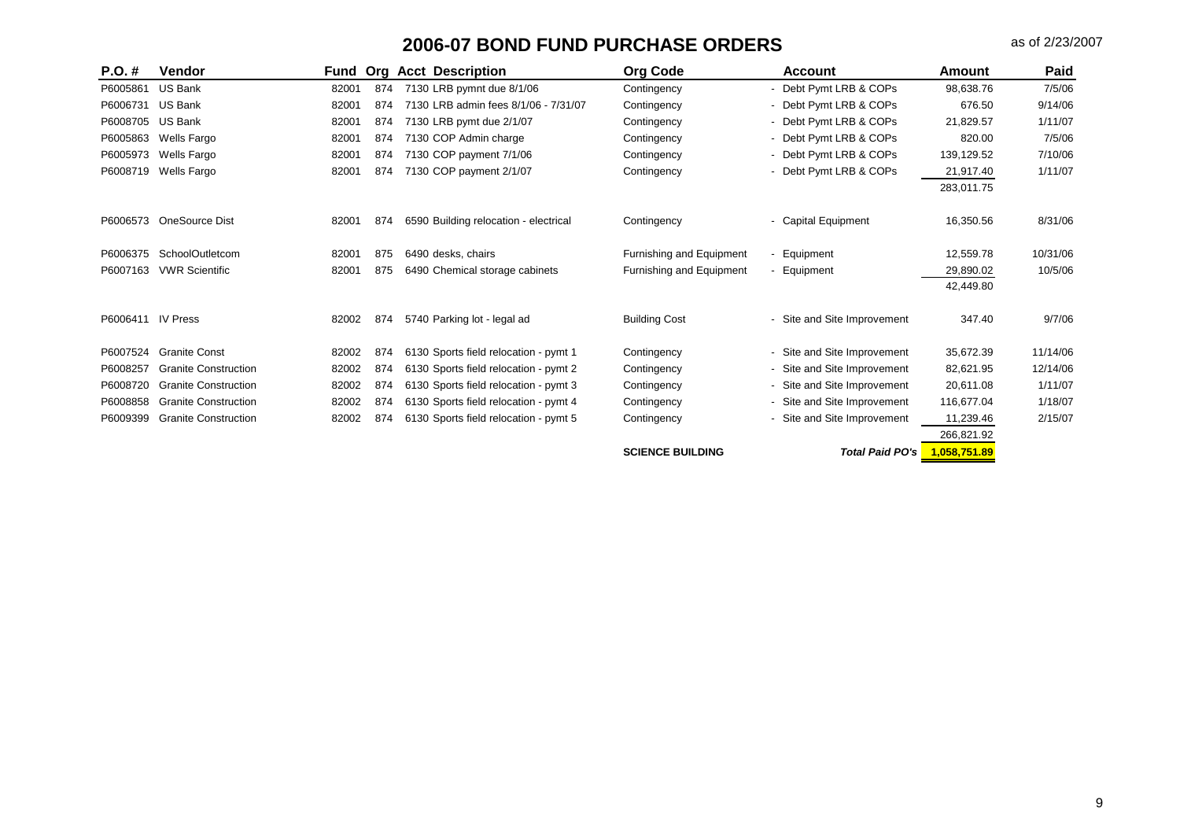# 2006-07 BOND FUND PURCHASE ORDERS

as of 2/23/2007

| P.O. # | Vendor | Fund | Org | Acct | Description | Org Code | Account | Amount | Paid |
|---|---|---|---|---|---|---|---|---|---|
| P6005861 | US Bank | 82001 | 874 | 7130 | LRB pymnt due 8/1/06 | Contingency | - Debt Pymt LRB & COPs | 98,638.76 | 7/5/06 |
| P6006731 | US Bank | 82001 | 874 | 7130 | LRB admin fees 8/1/06 - 7/31/07 | Contingency | - Debt Pymt LRB & COPs | 676.50 | 9/14/06 |
| P6008705 | US Bank | 82001 | 874 | 7130 | LRB pymt due 2/1/07 | Contingency | - Debt Pymt LRB & COPs | 21,829.57 | 1/11/07 |
| P6005863 | Wells Fargo | 82001 | 874 | 7130 | COP Admin charge | Contingency | - Debt Pymt LRB & COPs | 820.00 | 7/5/06 |
| P6005973 | Wells Fargo | 82001 | 874 | 7130 | COP payment 7/1/06 | Contingency | - Debt Pymt LRB & COPs | 139,129.52 | 7/10/06 |
| P6008719 | Wells Fargo | 82001 | 874 | 7130 | COP payment 2/1/07 | Contingency | - Debt Pymt LRB & COPs | 21,917.40 | 1/11/07 |
| | | | | | | | | 283,011.75 | |
| P6006573 | OneSource Dist | 82001 | 874 | 6590 | Building relocation - electrical | Contingency | - Capital Equipment | 16,350.56 | 8/31/06 |
| P6006375 | SchoolOutletcom | 82001 | 875 | 6490 | desks, chairs | Furnishing and Equipment | - Equipment | 12,559.78 | 10/31/06 |
| P6007163 | VWR Scientific | 82001 | 875 | 6490 | Chemical storage cabinets | Furnishing and Equipment | - Equipment | 29,890.02 | 10/5/06 |
| | | | | | | | | 42,449.80 | |
| P6006411 | IV Press | 82002 | 874 | 5740 | Parking lot - legal ad | Building Cost | - Site and Site Improvement | 347.40 | 9/7/06 |
| P6007524 | Granite Const | 82002 | 874 | 6130 | Sports field relocation - pymt 1 | Contingency | - Site and Site Improvement | 35,672.39 | 11/14/06 |
| P6008257 | Granite Construction | 82002 | 874 | 6130 | Sports field relocation - pymt 2 | Contingency | - Site and Site Improvement | 82,621.95 | 12/14/06 |
| P6008720 | Granite Construction | 82002 | 874 | 6130 | Sports field relocation - pymt 3 | Contingency | - Site and Site Improvement | 20,611.08 | 1/11/07 |
| P6008858 | Granite Construction | 82002 | 874 | 6130 | Sports field relocation - pymt 4 | Contingency | - Site and Site Improvement | 116,677.04 | 1/18/07 |
| P6009399 | Granite Construction | 82002 | 874 | 6130 | Sports field relocation - pymt 5 | Contingency | - Site and Site Improvement | 11,239.46 | 2/15/07 |
| | | | | | | | | 266,821.92 | |
| | | | | | | **SCIENCE BUILDING** | ***Total Paid PO's*** | **1,058,751.89** | |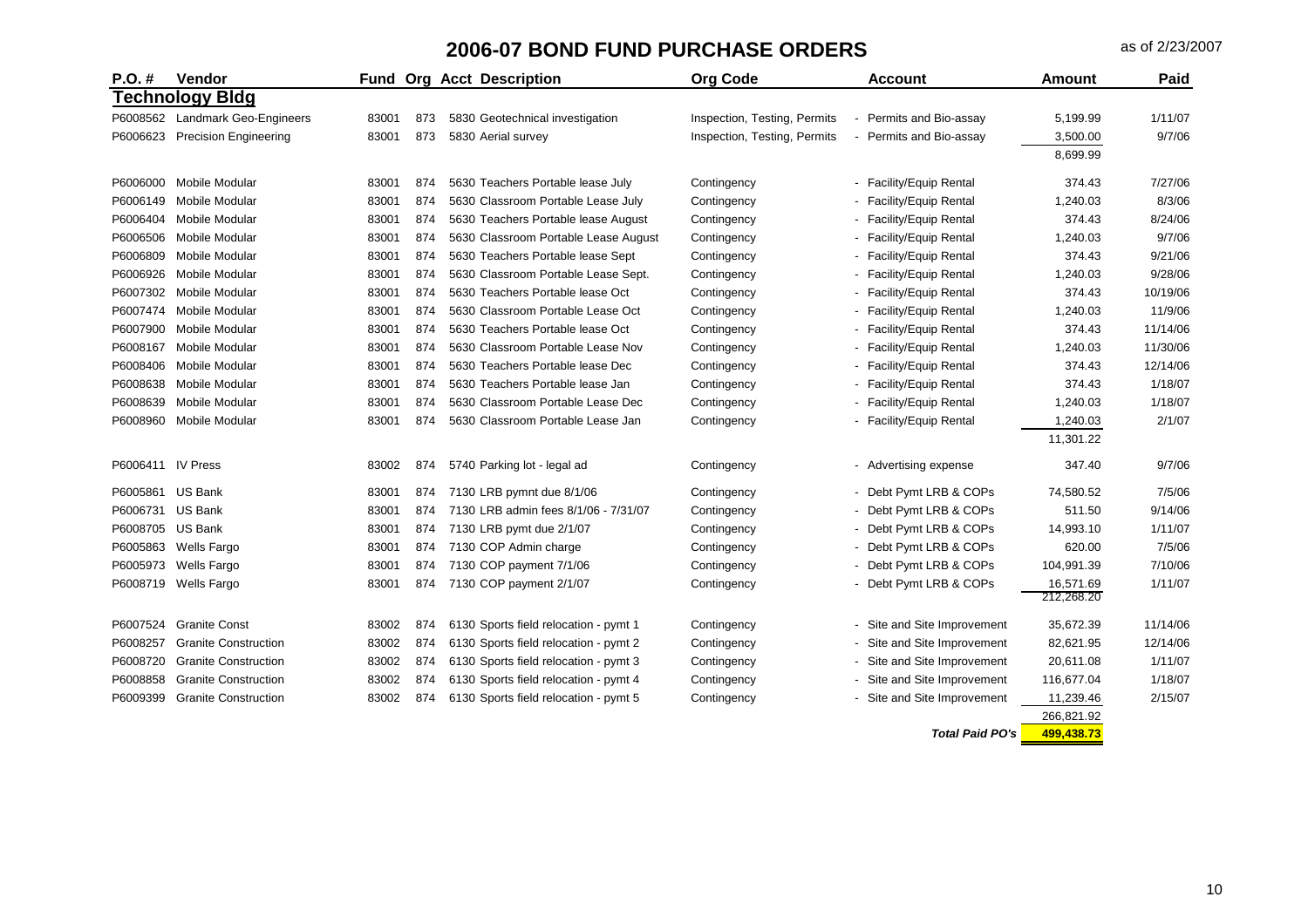# 2006-07 BOND FUND PURCHASE ORDERS

as of 2/23/2007

| P.O. # | Vendor | Fund | Org | Acct | Description | Org Code | Account | Amount | Paid |
|---|---|---|---|---|---|---|---|---|---|
| **Technology Bldg** | | | | | | | | | |
| P6008562 | Landmark Geo-Engineers | 83001 | 873 | 5830 | Geotechnical investigation | Inspection, Testing, Permits | - Permits and Bio-assay | 5,199.99 | 1/11/07 |
| P6006623 | Precision Engineering | 83001 | 873 | 5830 | Aerial survey | Inspection, Testing, Permits | - Permits and Bio-assay | 3,500.00 | 9/7/06 |
| | | | | | | | | 8,699.99 | |
| P6006000 | Mobile Modular | 83001 | 874 | 5630 | Teachers Portable lease July | Contingency | - Facility/Equip Rental | 374.43 | 7/27/06 |
| P6006149 | Mobile Modular | 83001 | 874 | 5630 | Classroom Portable Lease July | Contingency | - Facility/Equip Rental | 1,240.03 | 8/3/06 |
| P6006404 | Mobile Modular | 83001 | 874 | 5630 | Teachers Portable lease August | Contingency | - Facility/Equip Rental | 374.43 | 8/24/06 |
| P6006506 | Mobile Modular | 83001 | 874 | 5630 | Classroom Portable Lease August | Contingency | - Facility/Equip Rental | 1,240.03 | 9/7/06 |
| P6006809 | Mobile Modular | 83001 | 874 | 5630 | Teachers Portable lease Sept | Contingency | - Facility/Equip Rental | 374.43 | 9/21/06 |
| P6006926 | Mobile Modular | 83001 | 874 | 5630 | Classroom Portable Lease Sept. | Contingency | - Facility/Equip Rental | 1,240.03 | 9/28/06 |
| P6007302 | Mobile Modular | 83001 | 874 | 5630 | Teachers Portable lease Oct | Contingency | - Facility/Equip Rental | 374.43 | 10/19/06 |
| P6007474 | Mobile Modular | 83001 | 874 | 5630 | Classroom Portable Lease Oct | Contingency | - Facility/Equip Rental | 1,240.03 | 11/9/06 |
| P6007900 | Mobile Modular | 83001 | 874 | 5630 | Teachers Portable lease Oct | Contingency | - Facility/Equip Rental | 374.43 | 11/14/06 |
| P6008167 | Mobile Modular | 83001 | 874 | 5630 | Classroom Portable Lease Nov | Contingency | - Facility/Equip Rental | 1,240.03 | 11/30/06 |
| P6008406 | Mobile Modular | 83001 | 874 | 5630 | Teachers Portable lease Dec | Contingency | - Facility/Equip Rental | 374.43 | 12/14/06 |
| P6008638 | Mobile Modular | 83001 | 874 | 5630 | Teachers Portable lease Jan | Contingency | - Facility/Equip Rental | 374.43 | 1/18/07 |
| P6008639 | Mobile Modular | 83001 | 874 | 5630 | Classroom Portable Lease Dec | Contingency | - Facility/Equip Rental | 1,240.03 | 1/18/07 |
| P6008960 | Mobile Modular | 83001 | 874 | 5630 | Classroom Portable Lease Jan | Contingency | - Facility/Equip Rental | 1,240.03 | 2/1/07 |
| | | | | | | | | 11,301.22 | |
| P6006411 | IV Press | 83002 | 874 | 5740 | Parking lot - legal ad | Contingency | - Advertising expense | 347.40 | 9/7/06 |
| P6005861 | US Bank | 83001 | 874 | 7130 | LRB pymnt due 8/1/06 | Contingency | - Debt Pymt LRB & COPs | 74,580.52 | 7/5/06 |
| P6006731 | US Bank | 83001 | 874 | 7130 | LRB admin fees 8/1/06 - 7/31/07 | Contingency | - Debt Pymt LRB & COPs | 511.50 | 9/14/06 |
| P6008705 | US Bank | 83001 | 874 | 7130 | LRB pymt due 2/1/07 | Contingency | - Debt Pymt LRB & COPs | 14,993.10 | 1/11/07 |
| P6005863 | Wells Fargo | 83001 | 874 | 7130 | COP Admin charge | Contingency | - Debt Pymt LRB & COPs | 620.00 | 7/5/06 |
| P6005973 | Wells Fargo | 83001 | 874 | 7130 | COP payment 7/1/06 | Contingency | - Debt Pymt LRB & COPs | 104,991.39 | 7/10/06 |
| P6008719 | Wells Fargo | 83001 | 874 | 7130 | COP payment 2/1/07 | Contingency | - Debt Pymt LRB & COPs | 16,571.69 | 1/11/07 |
| | | | | | | | | 212,268.20 | |
| P6007524 | Granite Const | 83002 | 874 | 6130 | Sports field relocation - pymt 1 | Contingency | - Site and Site Improvement | 35,672.39 | 11/14/06 |
| P6008257 | Granite Construction | 83002 | 874 | 6130 | Sports field relocation - pymt 2 | Contingency | - Site and Site Improvement | 82,621.95 | 12/14/06 |
| P6008720 | Granite Construction | 83002 | 874 | 6130 | Sports field relocation - pymt 3 | Contingency | - Site and Site Improvement | 20,611.08 | 1/11/07 |
| P6008858 | Granite Construction | 83002 | 874 | 6130 | Sports field relocation - pymt 4 | Contingency | - Site and Site Improvement | 116,677.04 | 1/18/07 |
| P6009399 | Granite Construction | 83002 | 874 | 6130 | Sports field relocation - pymt 5 | Contingency | - Site and Site Improvement | 11,239.46 | 2/15/07 |
| | | | | | | | | 266,821.92 | |
| | | | | | | | ***Total Paid PO's*** | **499,438.73** | |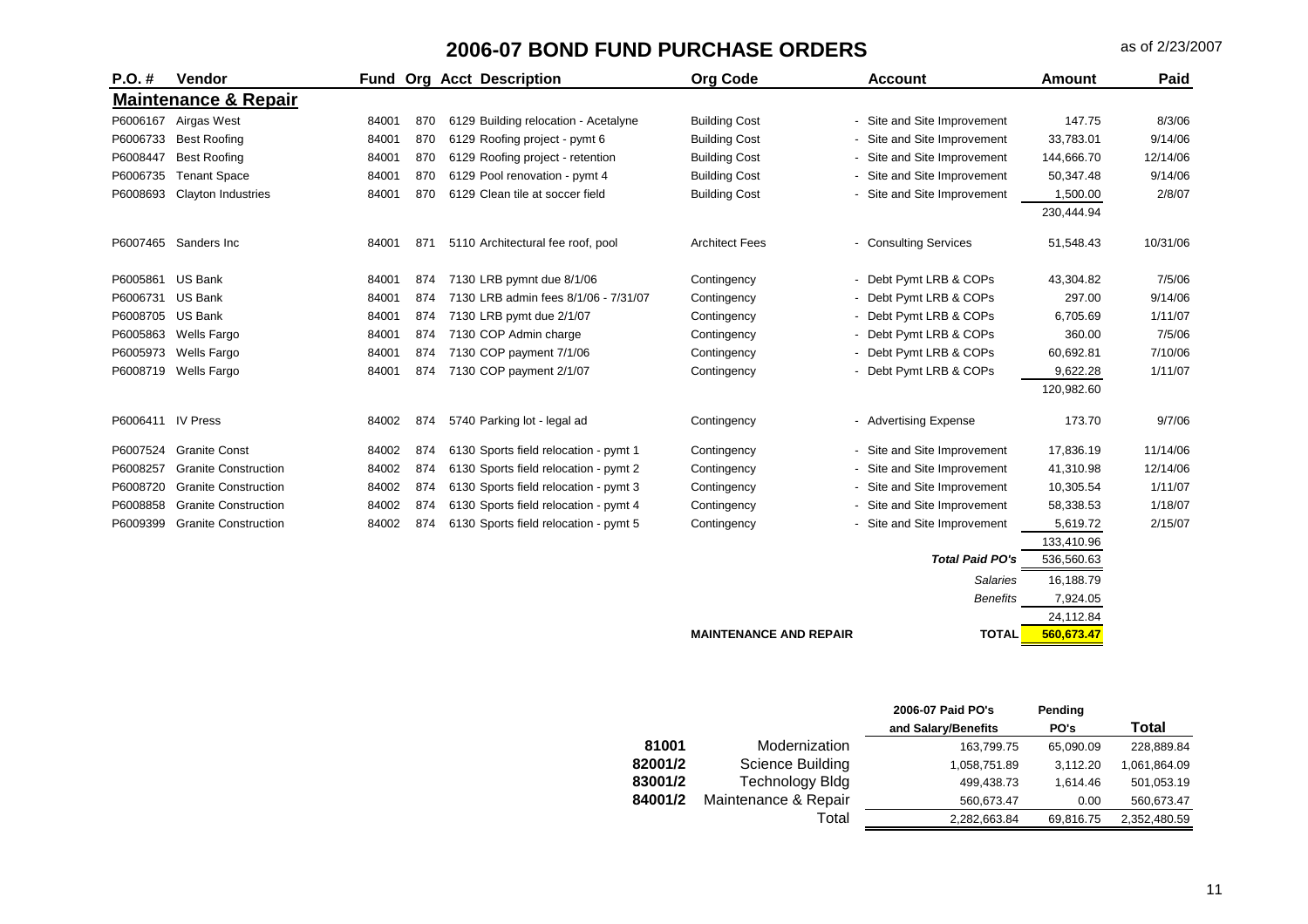# 2006-07 BOND FUND PURCHASE ORDERS

as of 2/23/2007

| P.O. # | Vendor | Fund | Org | Acct | Description | Org Code | Account | Amount | Paid |
|---|---|---|---|---|---|---|---|---|---|
| **Maintenance & Repair** | | | | | | | | | |
| P6006167 | Airgas West | 84001 | 870 | 6129 | Building relocation - Acetalyne | Building Cost | - Site and Site Improvement | 147.75 | 8/3/06 |
| P6006733 | Best Roofing | 84001 | 870 | 6129 | Roofing project - pymt 6 | Building Cost | - Site and Site Improvement | 33,783.01 | 9/14/06 |
| P6008447 | Best Roofing | 84001 | 870 | 6129 | Roofing project - retention | Building Cost | - Site and Site Improvement | 144,666.70 | 12/14/06 |
| P6006735 | Tenant Space | 84001 | 870 | 6129 | Pool renovation - pymt 4 | Building Cost | - Site and Site Improvement | 50,347.48 | 9/14/06 |
| P6008693 | Clayton Industries | 84001 | 870 | 6129 | Clean tile at soccer field | Building Cost | - Site and Site Improvement | 1,500.00 | 2/8/07 |
| | | | | | | | | 230,444.94 | |
| P6007465 | Sanders Inc | 84001 | 871 | 5110 | Architectural fee roof, pool | Architect Fees | - Consulting Services | 51,548.43 | 10/31/06 |
| P6005861 | US Bank | 84001 | 874 | 7130 | LRB pymnt due 8/1/06 | Contingency | - Debt Pymt LRB & COPs | 43,304.82 | 7/5/06 |
| P6006731 | US Bank | 84001 | 874 | 7130 | LRB admin fees 8/1/06 - 7/31/07 | Contingency | - Debt Pymt LRB & COPs | 297.00 | 9/14/06 |
| P6008705 | US Bank | 84001 | 874 | 7130 | LRB pymt due 2/1/07 | Contingency | - Debt Pymt LRB & COPs | 6,705.69 | 1/11/07 |
| P6005863 | Wells Fargo | 84001 | 874 | 7130 | COP Admin charge | Contingency | - Debt Pymt LRB & COPs | 360.00 | 7/5/06 |
| P6005973 | Wells Fargo | 84001 | 874 | 7130 | COP payment 7/1/06 | Contingency | - Debt Pymt LRB & COPs | 60,692.81 | 7/10/06 |
| P6008719 | Wells Fargo | 84001 | 874 | 7130 | COP payment 2/1/07 | Contingency | - Debt Pymt LRB & COPs | 9,622.28 | 1/11/07 |
| | | | | | | | | 120,982.60 | |
| P6006411 | IV Press | 84002 | 874 | 5740 | Parking lot - legal ad | Contingency | - Advertising Expense | 173.70 | 9/7/06 |
| P6007524 | Granite Const | 84002 | 874 | 6130 | Sports field relocation - pymt 1 | Contingency | - Site and Site Improvement | 17,836.19 | 11/14/06 |
| P6008257 | Granite Construction | 84002 | 874 | 6130 | Sports field relocation - pymt 2 | Contingency | - Site and Site Improvement | 41,310.98 | 12/14/06 |
| P6008720 | Granite Construction | 84002 | 874 | 6130 | Sports field relocation - pymt 3 | Contingency | - Site and Site Improvement | 10,305.54 | 1/11/07 |
| P6008858 | Granite Construction | 84002 | 874 | 6130 | Sports field relocation - pymt 4 | Contingency | - Site and Site Improvement | 58,338.53 | 1/18/07 |
| P6009399 | Granite Construction | 84002 | 874 | 6130 | Sports field relocation - pymt 5 | Contingency | - Site and Site Improvement | 5,619.72 | 2/15/07 |
| | | | | | | | | 133,410.96 | |
| | | | | | | | *Total Paid PO's* | 536,560.63 | |
| | | | | | | | *Salaries* | 16,188.79 | |
| | | | | | | | *Benefits* | 7,924.05 | |
| | | | | | | | | 24,112.84 | |
| | | | | | | **MAINTENANCE AND REPAIR** | **TOTAL** | **560,673.47** | |

| | | 2006-07 Paid PO's and Salary/Benefits | Pending PO's | Total |
|---|---|---|---|---|
| **81001** | Modernization | 163,799.75 | 65,090.09 | 228,889.84 |
| **82001/2** | Science Building | 1,058,751.89 | 3,112.20 | 1,061,864.09 |
| **83001/2** | Technology Bldg | 499,438.73 | 1,614.46 | 501,053.19 |
| **84001/2** | Maintenance & Repair | 560,673.47 | 0.00 | 560,673.47 |
| | Total | 2,282,663.84 | 69,816.75 | 2,352,480.59 |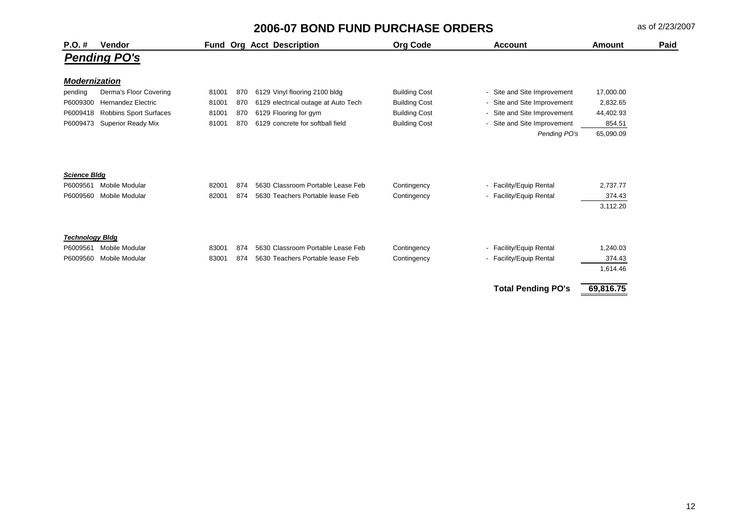# 2006-07 BOND FUND PURCHASE ORDERS

as of 2/23/2007

| P.O. # | Vendor | Fund | Org | Acct | Description | Org Code | Account | Amount | Paid |
|---|---|---|---|---|---|---|---|---|---|
| ***Pending PO's*** | | | | | | | | | |
| ***Modernization*** | | | | | | | | | |
| pending | Derma's Floor Covering | 81001 | 870 | 6129 | Vinyl flooring 2100 bldg | Building Cost | - Site and Site Improvement | 17,000.00 | |
| P6009300 | Hernandez Electric | 81001 | 870 | 6129 | electrical outage at Auto Tech | Building Cost | - Site and Site Improvement | 2,832.65 | |
| P6009418 | Robbins Sport Surfaces | 81001 | 870 | 6129 | Flooring for gym | Building Cost | - Site and Site Improvement | 44,402.93 | |
| P6009473 | Superior Ready Mix | 81001 | 870 | 6129 | concrete for softball field | Building Cost | - Site and Site Improvement | 854.51 | |
| | | | | | | | *Pending PO's* | 65,090.09 | |
| ***Science Bldg*** | | | | | | | | | |
| P6009561 | Mobile Modular | 82001 | 874 | 5630 | Classroom Portable Lease Feb | Contingency | - Facility/Equip Rental | 2,737.77 | |
| P6009560 | Mobile Modular | 82001 | 874 | 5630 | Teachers Portable lease Feb | Contingency | - Facility/Equip Rental | 374.43 | |
| | | | | | | | | 3,112.20 | |
| ***Technology Bldg*** | | | | | | | | | |
| P6009561 | Mobile Modular | 83001 | 874 | 5630 | Classroom Portable Lease Feb | Contingency | - Facility/Equip Rental | 1,240.03 | |
| P6009560 | Mobile Modular | 83001 | 874 | 5630 | Teachers Portable lease Feb | Contingency | - Facility/Equip Rental | 374.43 | |
| | | | | | | | | 1,614.46 | |
| | | | | | | | **Total Pending PO's** | **69,816.75** | |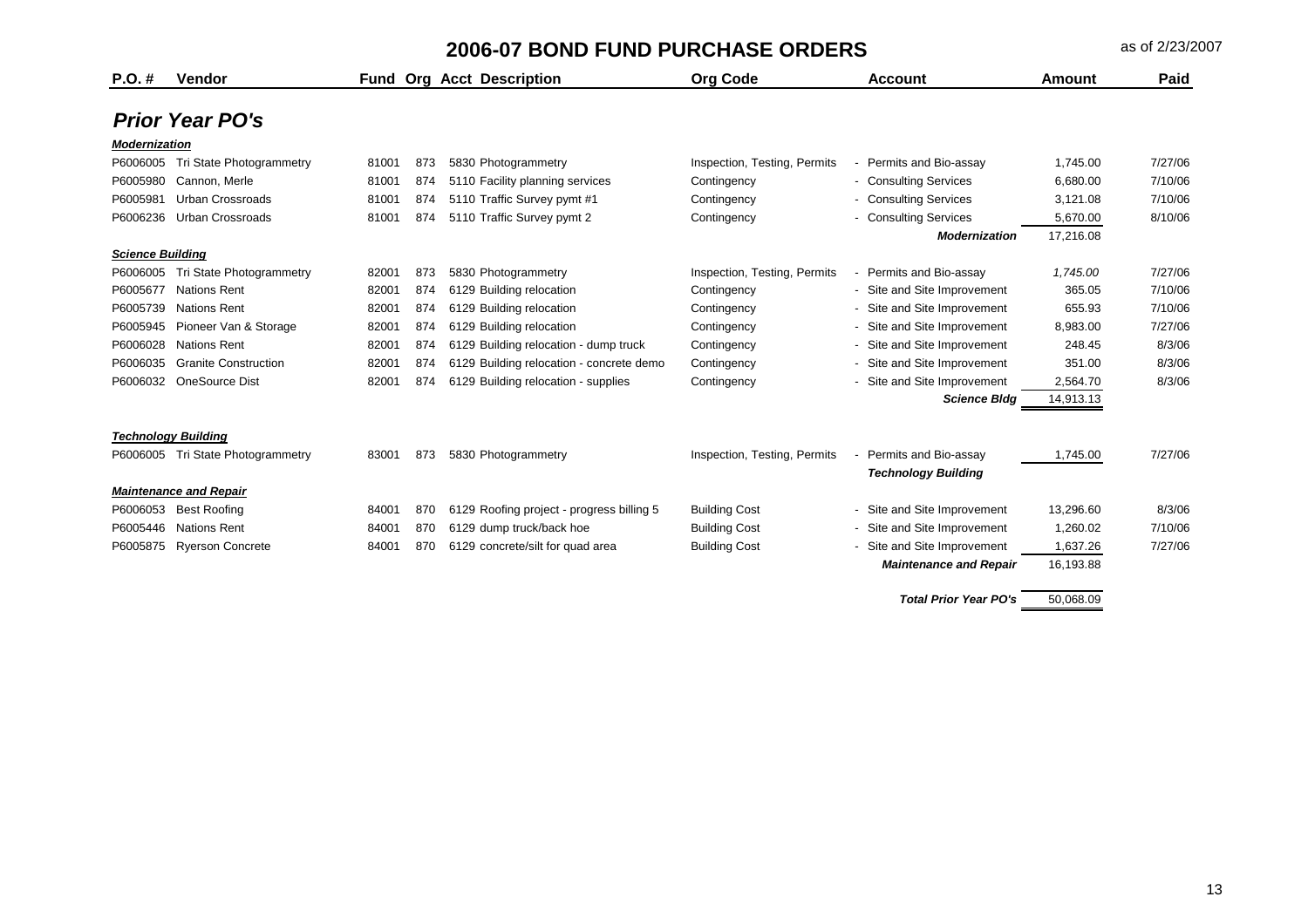# 2006-07 BOND FUND PURCHASE ORDERS

as of 2/23/2007

| P.O. # | Vendor | Fund | Org | Acct | Description | Org Code | Account | Amount | Paid |
|---|---|---|---|---|---|---|---|---|---|
| ***Prior Year PO's*** | | | | | | | | | |
| ***Modernization*** | | | | | | | | | |
| P6006005 | Tri State Photogrammetry | 81001 | 873 | 5830 | Photogrammetry | Inspection, Testing, Permits | - Permits and Bio-assay | 1,745.00 | 7/27/06 |
| P6005980 | Cannon, Merle | 81001 | 874 | 5110 | Facility planning services | Contingency | - Consulting Services | 6,680.00 | 7/10/06 |
| P6005981 | Urban Crossroads | 81001 | 874 | 5110 | Traffic Survey pymt #1 | Contingency | - Consulting Services | 3,121.08 | 7/10/06 |
| P6006236 | Urban Crossroads | 81001 | 874 | 5110 | Traffic Survey pymt 2 | Contingency | - Consulting Services | 5,670.00 | 8/10/06 |
| | | | | | | | ***Modernization*** | 17,216.08 | |
| ***Science Building*** | | | | | | | | | |
| P6006005 | Tri State Photogrammetry | 82001 | 873 | 5830 | Photogrammetry | Inspection, Testing, Permits | - Permits and Bio-assay | *1,745.00* | 7/27/06 |
| P6005677 | Nations Rent | 82001 | 874 | 6129 | Building relocation | Contingency | - Site and Site Improvement | 365.05 | 7/10/06 |
| P6005739 | Nations Rent | 82001 | 874 | 6129 | Building relocation | Contingency | - Site and Site Improvement | 655.93 | 7/10/06 |
| P6005945 | Pioneer Van & Storage | 82001 | 874 | 6129 | Building relocation | Contingency | - Site and Site Improvement | 8,983.00 | 7/27/06 |
| P6006028 | Nations Rent | 82001 | 874 | 6129 | Building relocation - dump truck | Contingency | - Site and Site Improvement | 248.45 | 8/3/06 |
| P6006035 | Granite Construction | 82001 | 874 | 6129 | Building relocation - concrete demo | Contingency | - Site and Site Improvement | 351.00 | 8/3/06 |
| P6006032 | OneSource Dist | 82001 | 874 | 6129 | Building relocation - supplies | Contingency | - Site and Site Improvement | 2,564.70 | 8/3/06 |
| | | | | | | | ***Science Bldg*** | 14,913.13 | |
| ***Technology Building*** | | | | | | | | | |
| P6006005 | Tri State Photogrammetry | 83001 | 873 | 5830 | Photogrammetry | Inspection, Testing, Permits | - Permits and Bio-assay | 1,745.00 | 7/27/06 |
| | | | | | | | ***Technology Building*** | | |
| ***Maintenance and Repair*** | | | | | | | | | |
| P6006053 | Best Roofing | 84001 | 870 | 6129 | Roofing project - progress billing 5 | Building Cost | - Site and Site Improvement | 13,296.60 | 8/3/06 |
| P6005446 | Nations Rent | 84001 | 870 | 6129 | dump truck/back hoe | Building Cost | - Site and Site Improvement | 1,260.02 | 7/10/06 |
| P6005875 | Ryerson Concrete | 84001 | 870 | 6129 | concrete/silt for quad area | Building Cost | - Site and Site Improvement | 1,637.26 | 7/27/06 |
| | | | | | | | ***Maintenance and Repair*** | 16,193.88 | |
| | | | | | | | ***Total Prior Year PO's*** | 50,068.09 | |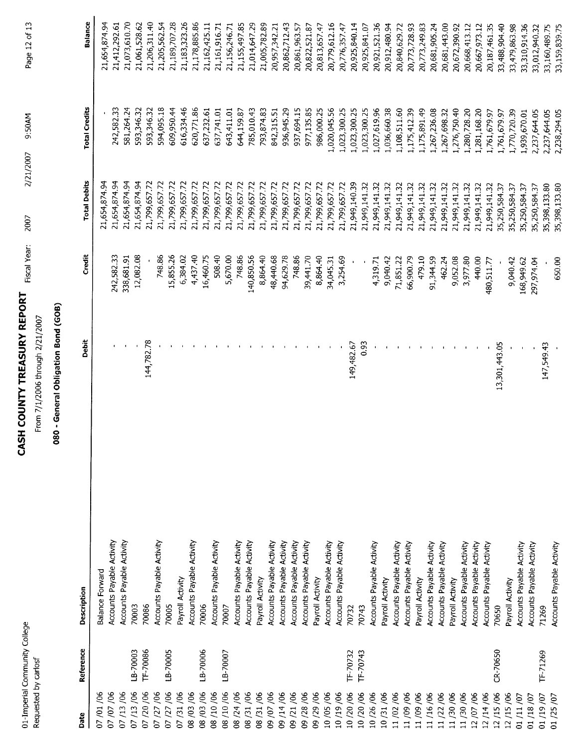01-Imperial Community College
Requested by carlosf

# CASH COUNTY TREASURY REPORT

Fiscal Year: 2007 2/21/2007 9:50AM

From 7/1/2006 through 2/21/2007

## 080 - General Obligation Bond (GOB)

| Date | Reference | Description | Debit | Credit | Total Debits | Total Credits | Balance |
|---|---|---|---|---|---|---|---|
| 07 /01 /06 | | Balance Forward | | | 21,654,874.94 | - | 21,654,874.94 |
| 07 /07 /06 | | Accounts Payable Activity | - | 242,582.33 | 21,654,874.94 | 242,582.33 | 21,412,292.61 |
| 07 /13 /06 | | Accounts Payable Activity | - | 338,681.91 | 21,654,874.94 | 581,264.24 | 21,073,610.70 |
| 07 /13 /06 | LB-70003 | 70003 | - | 12,082.08 | 21,654,874.94 | 593,346.32 | 21,061,528.62 |
| 07 /20 /06 | TF-70086 | 70086 | 144,782.78 | - | 21,799,657.72 | 593,346.32 | 21,206,311.40 |
| 07 /27 /06 | | Accounts Payable Activity | - | 748.86 | 21,799,657.72 | 594,095.18 | 21,205,562.54 |
| 07 /27 /06 | LB-70005 | 70005 | - | 15,855.26 | 21,799,657.72 | 609,950.44 | 21,189,707.28 |
| 07 /31 /06 | | Payroll Activity | - | 6,384.02 | 21,799,657.72 | 616,334.46 | 21,183,323.26 |
| 08 /03 /06 | | Accounts Payable Activity | - | 4,437.40 | 21,799,657.72 | 620,771.86 | 21,178,885.86 |
| 08 /03 /06 | LB-70006 | 70006 | - | 16,460.75 | 21,799,657.72 | 637,232.61 | 21,162,425.11 |
| 08 /10 /06 | | Accounts Payable Activity | - | 508.40 | 21,799,657.72 | 637,741.01 | 21,161,916.71 |
| 08 /10 /06 | LB-70007 | 70007 | - | 5,670.00 | 21,799,657.72 | 643,411.01 | 21,156,246.71 |
| 08 /24 /06 | | Accounts Payable Activity | - | 748.86 | 21,799,657.72 | 644,159.87 | 21,155,497.85 |
| 08 /31 /06 | | Accounts Payable Activity | - | 140,850.56 | 21,799,657.72 | 785,010.43 | 21,014,647.29 |
| 08 /31 /06 | | Payroll Activity | - | 8,864.40 | 21,799,657.72 | 793,874.83 | 21,005,782.89 |
| 09 /07 /06 | | Accounts Payable Activity | - | 48,440.68 | 21,799,657.72 | 842,315.51 | 20,957,342.21 |
| 09 /14 /06 | | Accounts Payable Activity | - | 94,629.78 | 21,799,657.72 | 936,945.29 | 20,862,712.43 |
| 09 /21 /06 | | Accounts Payable Activity | - | 748.86 | 21,799,657.72 | 937,694.15 | 20,861,963.57 |
| 09 /28 /06 | | Accounts Payable Activity | - | 39,441.70 | 21,799,657.72 | 977,135.85 | 20,822,521.87 |
| 09 /29 /06 | | Payroll Activity | - | 8,864.40 | 21,799,657.72 | 986,000.25 | 20,813,657.47 |
| 10 /05 /06 | | Accounts Payable Activity | - | 34,045.31 | 21,799,657.72 | 1,020,045.56 | 20,779,612.16 |
| 10 /19 /06 | | Accounts Payable Activity | - | 3,254.69 | 21,799,657.72 | 1,023,300.25 | 20,776,357.47 |
| 10 /20 /06 | TF-70732 | 70732 | 149,482.67 | - | 21,949,140.39 | 1,023,300.25 | 20,925,840.14 |
| 10 /20 /06 | TF-70743 | 70743 | 0.93 | - | 21,949,141.32 | 1,023,300.25 | 20,925,841.07 |
| 10 /26 /06 | | Accounts Payable Activity | - | 4,319.71 | 21,949,141.32 | 1,027,619.96 | 20,921,521.36 |
| 10 /31 /06 | | Payroll Activity | - | 9,040.42 | 21,949,141.32 | 1,036,660.38 | 20,912,480.94 |
| 11 /02 /06 | | Accounts Payable Activity | - | 71,851.22 | 21,949,141.32 | 1,108,511.60 | 20,840,629.72 |
| 11 /09 /06 | | Accounts Payable Activity | - | 66,900.79 | 21,949,141.32 | 1,175,412.39 | 20,773,728.93 |
| 11 /09 /06 | | Payroll Activity | - | 479.10 | 21,949,141.32 | 1,175,891.49 | 20,773,249.83 |
| 11 /16 /06 | | Accounts Payable Activity | - | 91,344.59 | 21,949,141.32 | 1,267,236.08 | 20,681,905.24 |
| 11 /22 /06 | | Accounts Payable Activity | - | 462.24 | 21,949,141.32 | 1,267,698.32 | 20,681,443.00 |
| 11 /30 /06 | | Payroll Activity | - | 9,052.08 | 21,949,141.32 | 1,276,750.40 | 20,672,390.92 |
| 11 /30 /06 | | Accounts Payable Activity | - | 3,977.80 | 21,949,141.32 | 1,280,728.20 | 20,668,413.12 |
| 12 /07 /06 | | Accounts Payable Activity | - | 440.00 | 21,949,141.32 | 1,281,168.20 | 20,667,973.12 |
| 12 /14 /06 | | Accounts Payable Activity | - | 480,511.77 | 21,949,141.32 | 1,761,679.97 | 20,187,461.35 |
| 12 /15 /06 | CR-70650 | 70650 | 13,301,443.05 | - | 35,250,584.37 | 1,761,679.97 | 33,488,904.40 |
| 12 /15 /06 | | Payroll Activity | - | 9,040.42 | 35,250,584.37 | 1,770,720.39 | 33,479,863.98 |
| 01 /11 /07 | | Accounts Payable Activity | - | 168,949.62 | 35,250,584.37 | 1,939,670.01 | 33,310,914.36 |
| 01 /18 /07 | | Accounts Payable Activity | - | 297,974.04 | 35,250,584.37 | 2,237,644.05 | 33,012,940.32 |
| 01 /19 /07 | TF-71269 | 71269 | 147,549.43 | - | 35,398,133.80 | 2,237,644.05 | 33,160,489.75 |
| 01 /25 /07 | | Accounts Payable Activity | - | 650.00 | 35,398,133.80 | 2,238,294.05 | 33,159,839.75 |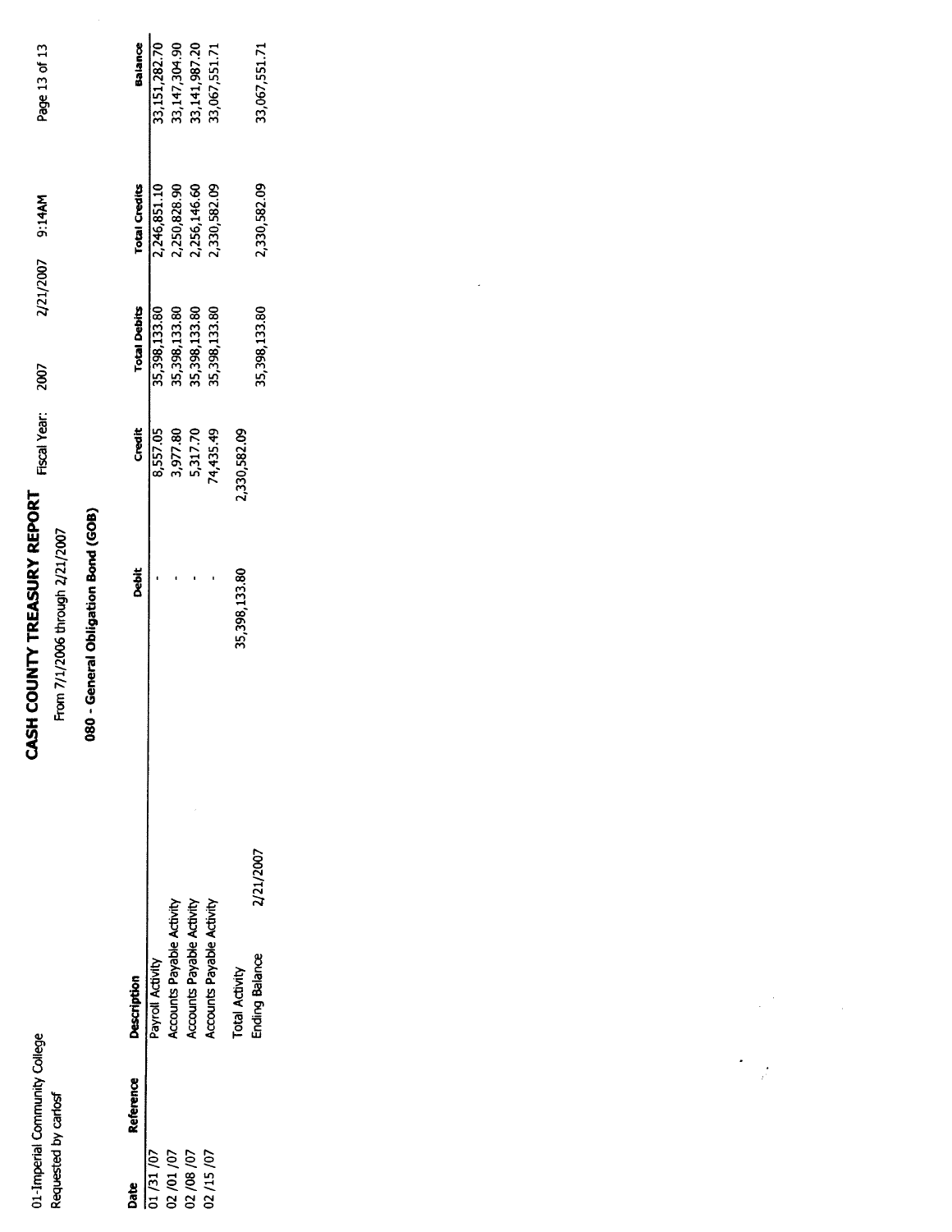01-Imperial Community College
Requested by carlosf

# CASH COUNTY TREASURY REPORT

Fiscal Year: 2007 2/21/2007 9:14AM

From 7/1/2006 through 2/21/2007

## 080 - General Obligation Bond (GOB)

| Date | Reference | Description | Debit | Credit | Total Debits | Total Credits | Balance |
|---|---|---|---|---|---|---|---|
| 01/31/07 | | Payroll Activity | - | 8,557.05 | 35,398,133.80 | 2,246,851.10 | 33,151,282.70 |
| 02/01/07 | | Accounts Payable Activity | - | 3,977.80 | 35,398,133.80 | 2,250,828.90 | 33,147,304.90 |
| 02/08/07 | | Accounts Payable Activity | - | 5,317.70 | 35,398,133.80 | 2,256,146.60 | 33,141,987.20 |
| 02/15/07 | | Accounts Payable Activity | - | 74,435.49 | 35,398,133.80 | 2,330,582.09 | 33,067,551.71 |
| | | Total Activity | 35,398,133.80 | 2,330,582.09 | | | |
| | | Ending Balance 2/21/2007 | | | 35,398,133.80 | 2,330,582.09 | 33,067,551.71 |